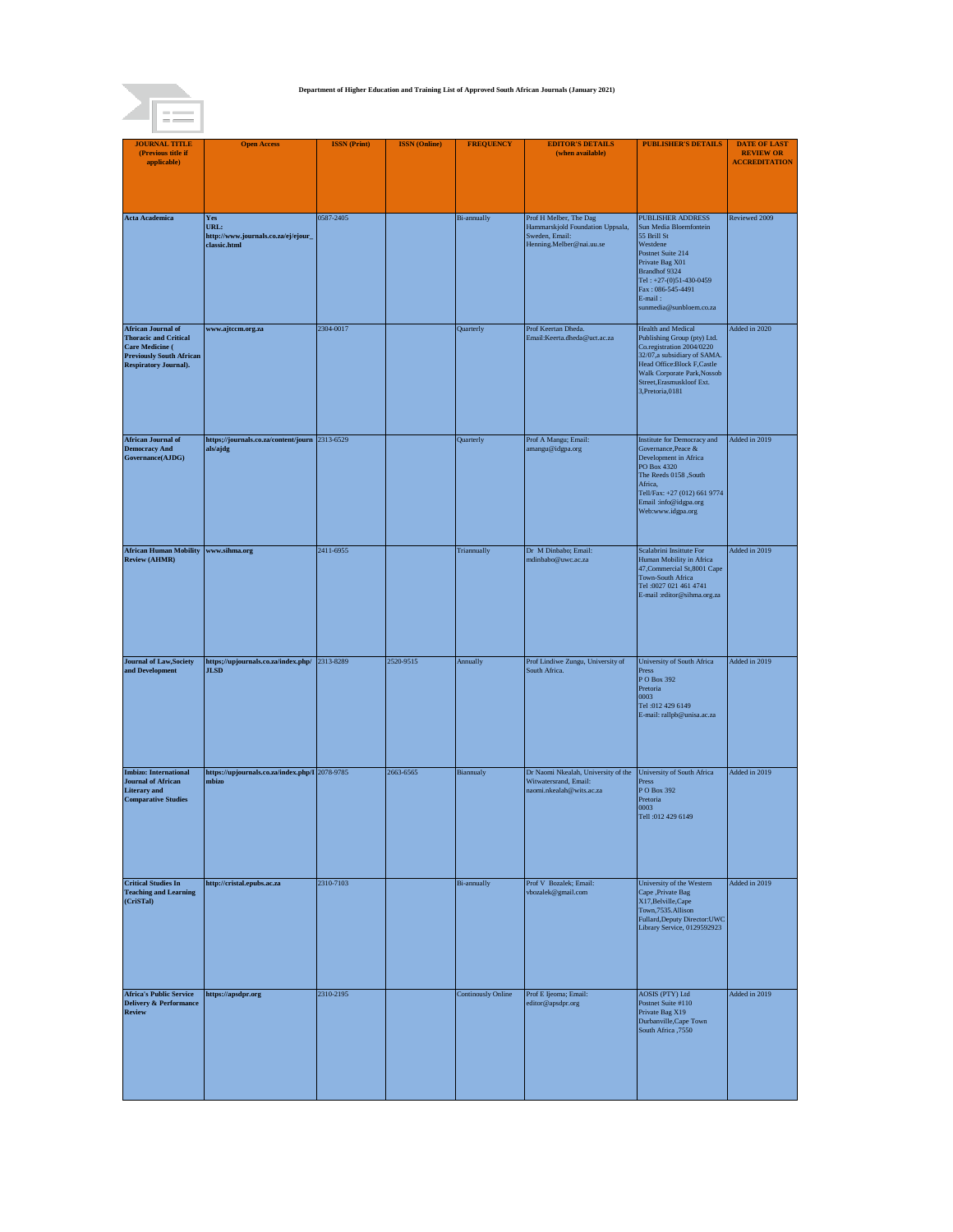Department of Higher Education and Training List of Approved South African Journals (January 2021)

| JOURNAL TITLE (Previous title if applicable) | Open Access | ISSN (Print) | ISSN (Online) | FREQUENCY | EDITOR'S DETAILS (when available) | PUBLISHER'S DETAILS | DATE OF LAST REVIEW OR ACCREDITATION |
|---|---|---|---|---|---|---|---|
| **Acta Academica** | **Yes URL: http://www.journals.co.za/ej/ejour_classic.html** | 0587-2405 | | Bi-annually | Prof H Melber, The Dag Hammarskjold Foundation Uppsala, Sweden, Email: Henning.Melber@nai.uu.se | PUBLISHER ADDRESS Sun Media Bloemfontein 55 Brill St Westdene Postnet Suite 214 Private Bag X01 Brandhof 9324 Tel : +27-(0)51-430-0459 Fax : 086-545-4491 E-mail : sunmedia@sunbloem.co.za | Reviewed 2009 |
| **African Journal of Thoracic and Critical Care Medicine ( Previously South African Respiratory Journal).** | **www.ajtccm.org.za** | 2304-0017 | | Quarterly | Prof Keertan Dheda. Email:Keerta.dheda@uct.ac.za | Health and Medical Publishing Group (pty) Ltd. Co.registration 2004/0220 32/07,a subsidiary of SAMA. Head Office:Block F,Castle Walk Corporate Park,Nossob Street,Erasmuskloof Ext. 3,Pretoria,0181 | Added in 2020 |
| **African Journal of Democracy And Governance(AJDG)** | **https://journals.co.za/content/journals/ajdg** | 2313-6529 | | Quarterly | Prof A Mangu; Email: amangu@idgpa.org | Institute for Democracy and Governance,Peace & Development in Africa PO Box 4320 The Reeds 0158 ,South Africa, Tell/Fax: +27 (012) 661 9774 Email :info@idgpa.org Web:www.idgpa.org | Added in 2019 |
| **African Human Mobility Review (AHMR)** | **www.sihma.org** | 2411-6955 | | Triannually | Dr M Dinbabo; Email: mdinbabo@uwc.ac.za | Scalabrini Insittute For Human Mobility in Africa 47,Commercial St,8001 Cape Town-South Africa Tel :0027 021 461 4741 E-mail :editor@sihma.org.za | Added in 2019 |
| **Journal of Law,Society and Development** | **https://upjournals.co.za/index.php/JLSD** | 2313-8289 | 2520-9515 | Annually | Prof Lindiwe Zungu, University of South Africa. | University of South Africa Press P O Box 392 Pretoria 0003 Tel :012 429 6149 E-mail: rallpb@unisa.ac.za | Added in 2019 |
| **Imbizo: International Journal of African Literary and Comparative Studies** | **https://upjournals.co.za/index.php/Imbizo** | 2078-9785 | 2663-6565 | Biannualy | Dr Naomi Nkealah, University of the Witwatersrand, Email: naomi.nkealah@wits.ac.za | University of South Africa Press P O Box 392 Pretoria 0003 Tell :012 429 6149 | Added in 2019 |
| **Critical Studies In Teaching and Learning (CriSTal)** | **http://cristal.epubs.ac.za** | 2310-7103 | | Bi-annually | Prof V Bozalek; Email: vbozalek@gmail.com | University of the Western Cape ,Private Bag X17,Belville,Cape Town,7535.Allison Fullard,Deputy Director:UWC Library Service, 0129592923 | Added in 2019 |
| **Africa's Public Service Delivery & Performance Review** | **https://apsdpr.org** | 2310-2195 | | Continously Online | Prof E Ijeoma; Email: editor@apsdpr.org | AOSIS (PTY) Ltd Postnet Suite #110 Private Bag X19 Durbanville,Cape Town South Africa ,7550 | Added in 2019 |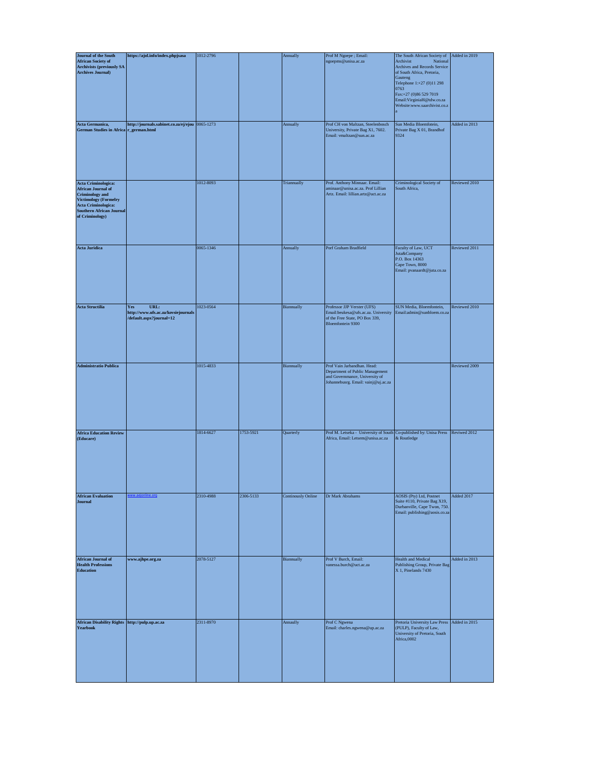| **Journal of the South African Society of Archivists (previously SA Archives Journal)** | **https://ajol.info/index.phpjsasa** | 1012-2796 | | Annually | Prof M Ngoepe ; Email: ngoepms@unisa.ac.za | The South African Society of Archivist National Archives and Records Service of South Africa, Pretoria, Gauteng Telephone 1:+27 (0)11 298 0763 Fax:+27 (0)86 529 7019 Email:VirginiaH@tdw.co.za Website:www.saarchivist.co.za | Added in 2019 |
|---|---|---|---|---|---|---|---|
| **Acta Germanica, German Studies in Africa** | **http://journals.sabinet.co.za/ej/ejour_german.html** | 0065-1273 | | Annually | Prof CH von Maltzan, Steelenbosch University, Private Bag X1, 7602. Email: vmaltzan@sun.ac.za | Sun Media Bloemfotein, Private Bag X 01, Brandhof 9324 | Added in 2013 |
| **Acta Criminologica: African Journal of Criminology and Victimology (Formelry Acta Criminologica: Southern African Journal of Criminology)** | | 1012-8093 | | Triannually | Prof. Anthony Minnaar. Email: aminaar@unisa.ac.za. Prof Lillian Artz. Email: lillian.artz@uct.ac.za | Criminological Society of South Africa, | Reviewed 2010 |
| **Acta Juridica** | | 0065-1346 | | Annually | Porf Graham Bradfield | Faculty of Law, UCT Juta&Company P.O. Box 14363 Cape Town, 8000 Email: pvanaardt@juta.co.za | Reviewed 2011 |
| **Acta Structilia** | **Yes URL: http://www.ufs.ac.za/kovsiejournals/default.aspx?journal=12** | 1023-0564 | | Biannually | Professor JJP Verster (UFS) Email:beukesa@ufs.ac.za. University of the Free State, PO Box 339, Bloemfontein 9300 | SUN Media, Bloemfontein, Email:admin@sunbloem.co.za | Reviewed 2010 |
| **Administratio Publica** | | 1015-4833 | | Biannually | Prof Vain Jarbandhan. Head: Department of Public Management and Governmance, University of Johannebusrg. Email: vainj@uj.ac.za | | Reviewed 2009 |
| **Africa Education Review (Educare)** | | 1814-6627 | 1753-5921 | Quarterly | Prof M. Letseka - University of South Africa, Email: Letsem@unisa.ac.za | Co-published by: Unisa Press & Routledge | Reviwed 2012 |
| **African Evaluation Journal** | www.aejonline.org | 2310-4988 | 2306-5133 | Continously Online | Dr Mark Abrahams | AOSIS (Pty) Ltd, Postnet Suite #110, Private Bag X19, Durbanville, Cape Twon, 750. Email: publishing@aosis.co.za | Added 2017 |
| **African Journal of Health Professions Education** | **www.ajhpe.org.za** | 2078-5127 | | Biannually | Prof V Burch, Email: vanessa.burch@uct.ac.za | Health and Medical Publishing Group, Private Bag X 1, Pinelands 7430 | Added in 2013 |
| **African Disability Rights Yearbook** | **http://pulp.up.ac.za** | 2311-8970 | | Annaully | Prof C Ngwena Email: charles.ngwena@up.ac.za | Pretoria University Law Press (PULP), Faculty of Law, University of Pretoria, South Africa,0002 | Added in 2015 |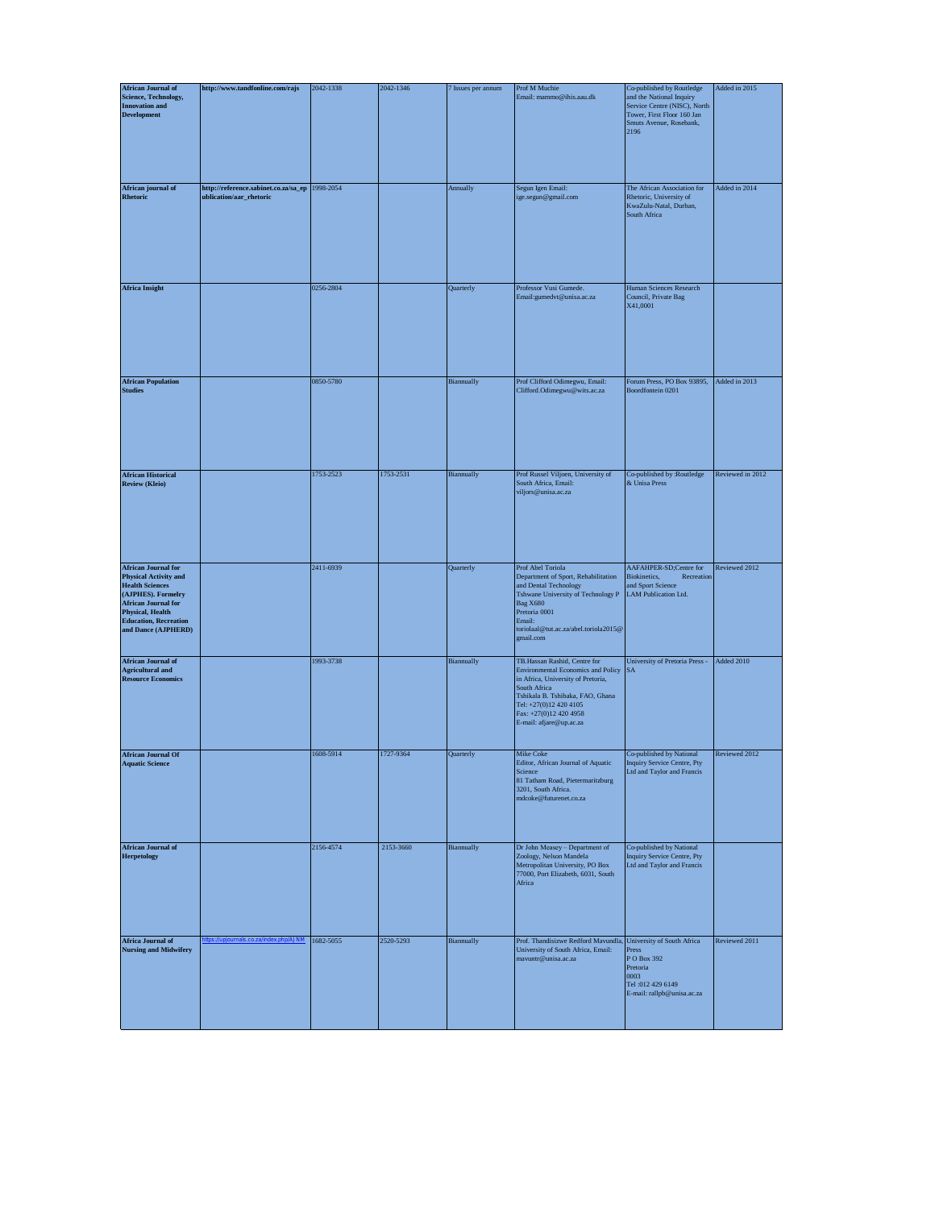| | | | | | | | |
|---|---|---|---|---|---|---|---|
| **African Journal of Science, Technology, Innovation and Development** | **http://www.tandfonline.com/rajs** | 2042-1338 | 2042-1346 | 7 Issues per annum | Prof M Muchie Email: mammo@ihis.aau.dk | Co-published by Routledge and the National Inquiry Service Centre (NISC), North Tower, First Floor 160 Jan Smuts Avenue, Rosebank, 2196 | Added in 2015 |
| **African journal of Rhetoric** | **http://reference.sabinet.co.za/sa_epublication/aar_rhetoric** | 1998-2054 | | Annually | Segun Igen Email: ige.segun@gmail.com | The African Association for Rhetoric, University of KwaZulu-Natal, Durban, South Africa | Added in 2014 |
| **Africa Insight** | | 0256-2804 | | Quarterly | Professor Vusi Gumede. Email:gumedvt@unisa.ac.za | Human Sciences Research Council, Private Bag X41,0001 | |
| **African Population Studies** | | 0850-5780 | | Biannually | Prof Clifford Odimegwu, Email: Clifford.Odimegwu@wits.ac.za | Forum Press, PO Box 93895, Boordfontein 0201 | Added in 2013 |
| **African Historical Review (Kleio)** | | 1753-2523 | 1753-2531 | Biannually | Prof Russel Viljoen, University of South Africa, Email: viljors@unisa.ac.za | Co-published by :Routledge & Unisa Press | Reviewed in 2012 |
| **African Journal for Physical Activity and Health Sciences (AJPHES). Formelry African Journal for Physical, Health Education, Recreation and Dance (AJPHERD)** | | 2411-6939 | | Quarterly | Prof Abel Toriola Department of Sport, Rehabilitation and Dental Technology Tshwane University of Technology P Bag X680 Pretoria 0001 Email: toriolaal@tut.ac.za/abel.toriola2015@gmail.com | AAFAHPER-SD;Centre for Biokinetics, Recreation and Sport Science LAM Publication Ltd. | Reviewed 2012 |
| **African Journal of Agricultural and Resource Economics** | | 1993-3738 | | Biannually | TB.Hassan Rashid, Centre for Environmental Economics and Policy in Africa, University of Pretoria, South Africa Tshikala B. Tshibaka, FAO, Ghana Tel: +27(0)12 420 4105 Fax: +27(0)12 420 4958 E-mail: afjare@up.ac.za | University of Pretoria Press - SA | Added 2010 |
| **African Journal Of Aquatic Science** | | 1608-5914 | 1727-9364 | Quarterly | Mike Coke Editor, African Journal of Aquatic Science 81 Tatham Road, Pietermaritzburg 3201, South Africa. mdcoke@futurenet.co.za | Co-published by National Inquiry Service Centre, Pty Ltd and Taylor and Francis | Reviewed 2012 |
| **African Journal of Herpetology** | | 2156-4574 | 2153-3660 | Biannually | Dr John Measey – Department of Zoology, Nelson Mandela Metropolitan University, PO Box 77000, Port Elizabeth, 6031, South Africa | Co-published by National Inquiry Service Centre, Pty Ltd and Taylor and Francis | |
| **Africa Journal of Nursing and Midwifery** | https://upjournals.co.za/index.php/AJNM | 1682-5055 | 2520-5293 | Biannually | Prof. Thandisizwe Redford Mavundla, University of South Africa, Email: mavuntr@unisa.ac.za | University of South Africa Press P O Box 392 Pretoria 0003 Tel :012 429 6149 E-mail: rallpb@unisa.ac.za | Reviewed 2011 |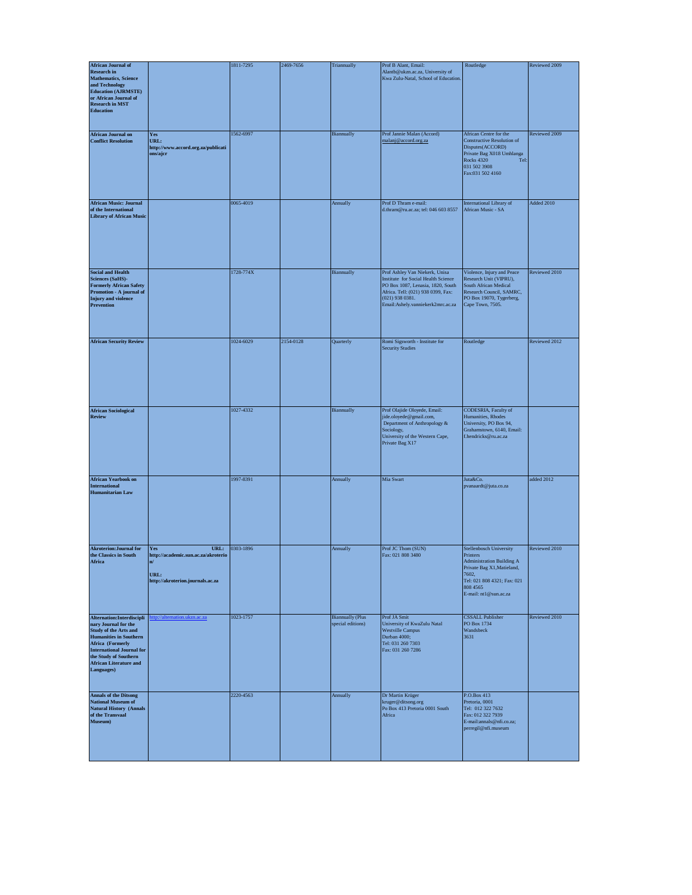| | | | | | | | |
|---|---|---|---|---|---|---|---|
| **African Journal of Research in Mathematics, Science and Technology Education (AJRMSTE) or African Journal of Research in MST Education** | | 1811-7295 | 2469-7656 | Triannually | Prof B Alant, Email: Alantb@ukzn.ac.za, University of Kwa Zulu-Natal, School of Education. | Routledge | Reviewed 2009 |
| **African Journal on Conflict Resolution** | **Yes URL: http://www.accord.org.za/publications/ajcr** | 1562-6997 | | Biannually | Prof Jannie Malan (Accord) malanj@accord.org.za | African Centre for the Constructive Resolution of Disputes(ACCORD) Private Bag X018 Umhlanga Rocks 4320 Tel: 031 502 3908 Fax:031 502 4160 | Reviewed 2009 |
| **African Music: Journal of the International Library of African Music** | | 0065-4019 | | Annually | Prof D Thram e-mail: d.thram@ru.ac.za; tel: 046 603 8557 | International Library of African Music - SA | Added 2010 |
| **Social and Health Sciences (SaHS)- Formerly African Safety Promotion - A journal of Injury and violence Prevention** | | 1728-774X | | Biannually | Prof Ashley Van Niekerk, Unisa Institute for Social Health Science PO Box 1087, Lenasia, 1820, South Africa. Tell: (021) 938 0399, Fax: (021) 938 0381. Email:Ashely.vanniekerk2mrc.ac.za | Violence, Injury and Peace Research Unit (VIPRU), South African Medical Research Council, SAMRC, PO Box 19070, Tygerberg, Cape Town, 7505. | Reviewed 2010 |
| **African Security Review** | | 1024-6029 | 2154-0128 | Quarterly | Romi Sigsworth - Institute for Security Studies | Routledge | Reviewed 2012 |
| **African Sociological Review** | | 1027-4332 | | Biannually | Prof Olajide Oloyede, Email: jide.oloyede@gmail.com, Department of Anthropology & Sociology, University of the Western Cape, Private Bag X17 | CODESRIA, Faculty of Humanities, Rhodes University, PO Box 94, Grahamstown, 6140, Email: f.hendricks@ru.ac.za | |
| **African Yearbook on International Humanitarian Law** | | 1997-8391 | | Annually | Mia Swart | Juta&Co. pvanaardt@juta.co.za | added 2012 |
| **Akroterion:Journal for the Classics in South Africa** | **Yes URL: http://academic.sun.ac.za/akroterion/ URL: http://akroterion.journals.ac.za** | 0303-1896 | | Annually | Prof JC Thom (SUN) Fax: 021 808 3480 | Stellenbosch University Printers Administration Building A Private Bag X1,Matieland, 7602, Tel: 021 808 4321; Fax: 021 808 4565 E-mail: nt1@sun.ac.za | Reviewed 2010 |
| **Alternation:Interdisciplinary Journal for the Study of the Arts and Humanities in Southern Africa (Formerly International Journal for the Study of Southern African Literature and Languages)** | http://alternation.ukzn.ac.za | 1023-1757 | | Biannually (Plus special editions) | Prof JA Smit University of KwaZulu Natal Westville Campus Durban 4000; Tel: 031 260 7303 Fax: 031 260 7286 | CSSALL Publisher PO Box 1734 Wandsbeck 3631 | Reviewed 2010 |
| **Annals of the Ditsong National Museum of Natural History (Annals of the Transvaal Museum)** | | 2220-4563 | | Annually | Dr Martin Krüger kruger@ditsong.org Po Box 413 Pretoria 0001 South Africa | P.O.Box 413 Pretoria, 0001 Tel: 012 322 7632 Fax: 012 322 7939 E-mail:annals@nfi.co.za; perregil@nfi.museum | |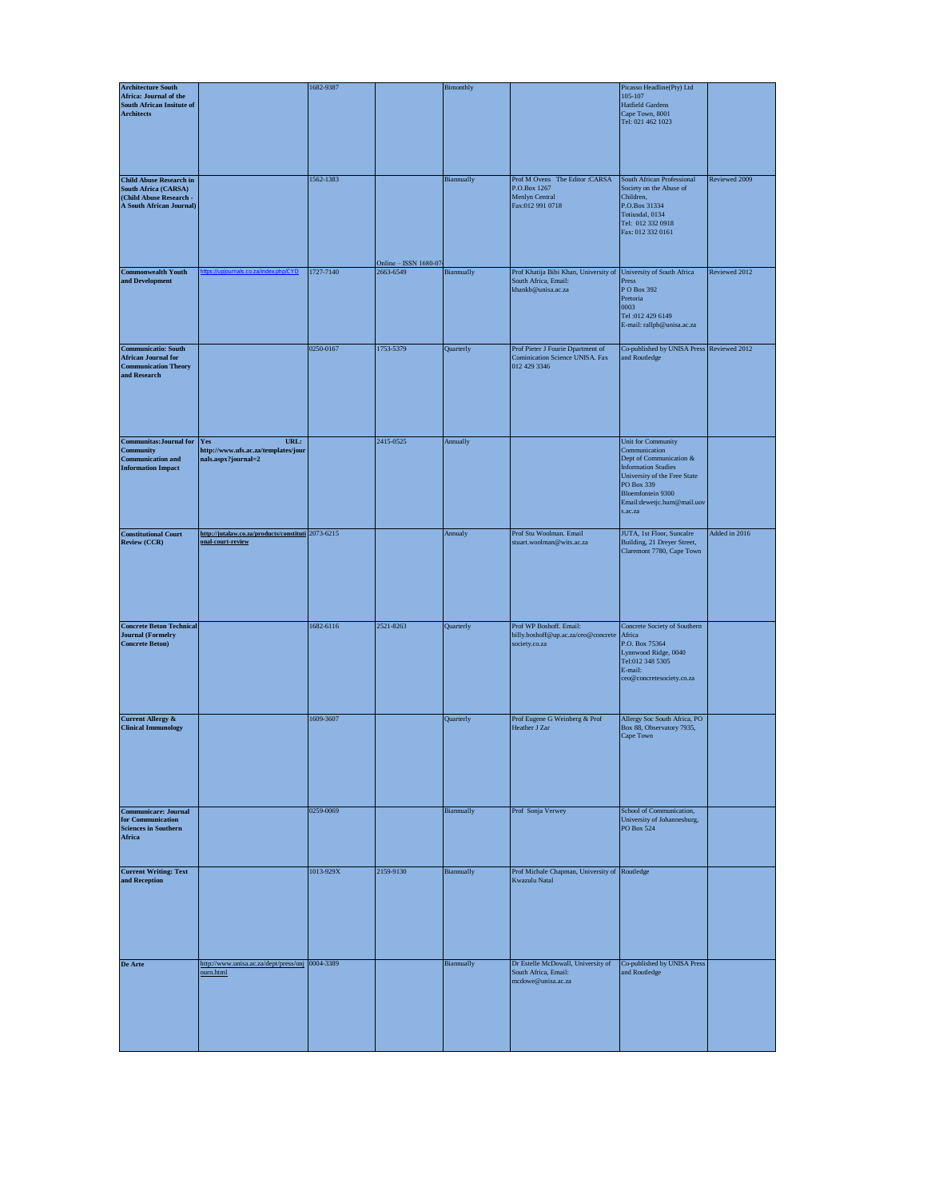| | | | | | | | |
|---|---|---|---|---|---|---|---|
| **Architecture South Africa: Journal of the South African Insitute of Architects** | | 1682-9387 | | Bimonthly | | Picasso Headline(Pty) Ltd 105-107 Hatfield Gardens Cape Town, 8001 Tel: 021 462 1023 | |
| **Child Abuse Research in South Africa (CARSA) (Child Abuse Research - A South African Journal)** | | 1562-1383 | Online – ISSN 1680-07 | Biannually | Prof M Ovens The Editor :CARSA P.O.Box 1267 Menlyn Central Fax:012 991 0718 | South African Professional Society on the Abuse of Children, P.O.Box 31334 Totiusdal, 0134 Tel: 012 332 0918 Fax: 012 332 0161 | Reviewed 2009 |
| **Commonwealth Youth and Development** | https://upjournals.co.za/index.php/CYD | 1727-7140 | 2663-6549 | Biannually | Prof Khatija Bibi Khan, University of South Africa, Email: khankb@unisa.ac.za | University of South Africa Press P O Box 392 Pretoria 0003 Tel :012 429 6149 E-mail: rallpb@unisa.ac.za | Reviewed 2012 |
| **Communicatio: South African Journal for Communication Theory and Research** | | 0250-0167 | 1753-5379 | Quarterly | Prof Pieter J Fourie Dpartment of Comminication Science UNISA. Fax 012 429 3346 | Co-published by UNISA Press and Routledge | Reviewed 2012 |
| **Communitas:Journal for Community Communication and Information Impact** | **Yes URL: http://www.ufs.ac.za/templates/journals.aspx?journal=2** | | 2415-0525 | Annually | | Unit for Community Communication Dept of Communication & Information Studies University of the Free State PO Box 339 Bloemfontein 9300 Email:dewetjc.hum@mail.uovs.ac.za | |
| **Constitutional Court Review (CCR)** | **http://jutalaw.co.za/products/constitutional-court-review** | 2073-6215 | | Annualy | Prof Stu Woolman. Email stuart.woolman@wits.ac.za | JUTA, 1st Floor, Suncalre Building, 21 Dreyer Street, Claremont 7780, Cape Town | Added in 2016 |
| **Concrete Beton Technical Journal (Formelry Concrete Beton)** | | 1682-6116 | 2521-8263 | Quarterly | Prof WP Boshoff. Email: billy.boshoff@up.ac.za/ceo@concretesociety.co.za | Concrete Society of Southern Africa P.O. Box 75364 Lynnwood Ridge, 0040 Tel:012 348 5305 E-mail: ceo@concretesociety.co.za | |
| **Current Allergy & Clinical Immunology** | | 1609-3607 | | Quarterly | Prof Eugene G Weinberg & Prof Heather J Zar | Allergy Soc South Africa, PO Box 88, Observatory 7935, Cape Town | |
| **Communicare: Journal for Communication Sciences in Southern Africa** | | 0259-0069 | | Biannually | Prof Sonja Verwey | School of Communication, University of Johannesburg, PO Box 524 | |
| **Current Writing: Text and Reception** | | 1013-929X | 2159-9130 | Biannually | Prof Michale Chapman, University of Kwazulu Natal | Routledge | |
| **De Arte** | http://www.unisa.ac.za/dept/press/onjourn.html | 0004-3389 | | Biannually | Dr Estelle McDowall, University of South Africa, Email: mcdowe@unisa.ac.za | Co-published by UNISA Press and Routledge | |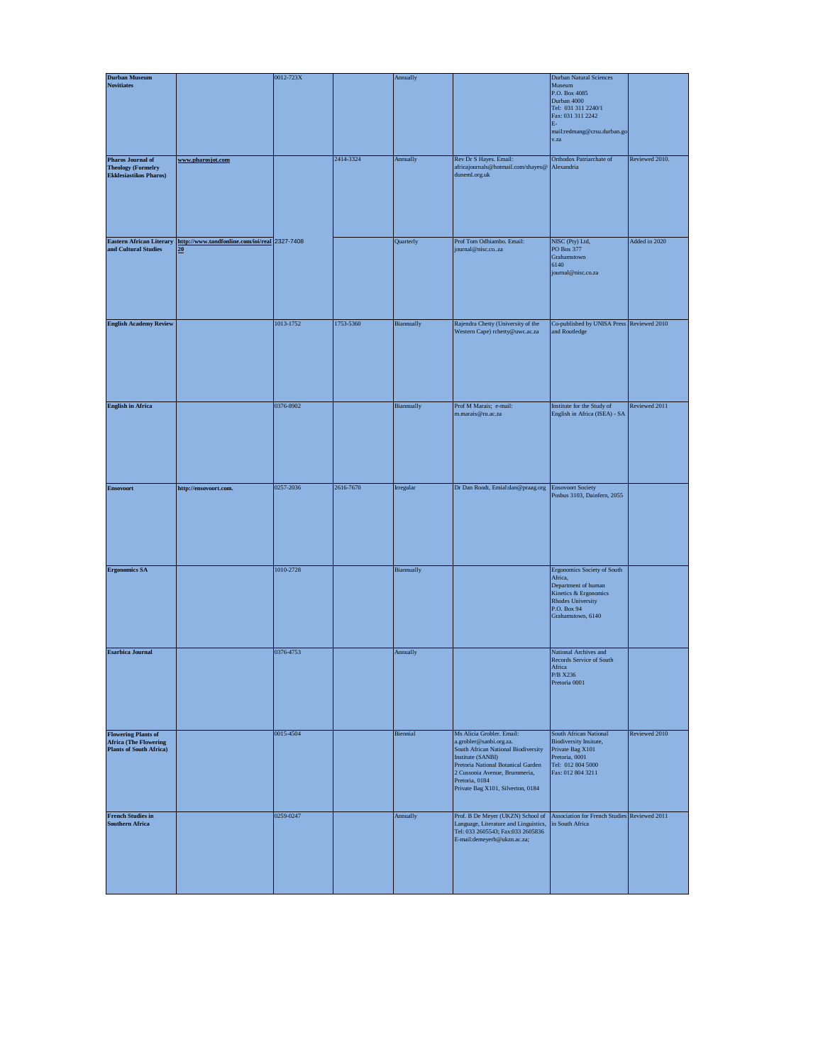| | | | | | | | |
|---|---|---|---|---|---|---|---|
| **Durban Museum Novitiates** | | 0012-723X | | Annually | | Durban Natural Sciences Museum P.O. Box 4085 Durban 4000 Tel: 031 311 2240/1 Fax: 031 311 2242 E-mail:redmang@crsu.durban.gov.za | |
| **Pharos Journal of Theology (Formelry Ekklesiastikos Pharos)** | **www.pharosjot.com** | | 2414-3324 | Annually | Rev Dr S Hayes. Email: africajournals@hotmail.com/shayes@duneml.org.uk | Orthodox Patriarchate of Alexandria | Reviewed 2010. |
| **Eastern African Literary and Cultural Studies** | **http://www.tandfonline.com/ioi/real20** | 2327-7408 | | Quarterly | Prof Tom Odhiambo. Email: journal@nisc.co..za | NISC (Pty) Ltd, PO Box 377 Grahamstown 6140 journal@nisc.co.za | Added in 2020 |
| **English Academy Review** | | 1013-1752 | 1753-5360 | Biannually | Rajendra Chetty (University of the Western Cape) rchetty@uwc.ac.za | Co-published by UNISA Press and Routledge | Reviewed 2010 |
| **English in Africa** | | 0376-8902 | | Biannually | Prof M Marais; e-mail: m.marais@ru.ac.za | Institute for the Study of English in Africa (ISEA) - SA | Reviewed 2011 |
| **Ensovoort** | **http://ensovoort.com.** | 0257-2036 | 2616-7670 | Irregular | Dr Dan Roodt, Emial:dan@praag.org | Ensovoort Society Posbus 3103, Dainfern, 2055 | |
| **Ergonomics SA** | | 1010-2728 | | Biannually | | Ergonomics Society of South Africa, Department of human Kinetics & Ergonomics Rhodes University P.O. Box 94 Grahamstown, 6140 | |
| **Esarbica Journal** | | 0376-4753 | | Annually | | National Archives and Records Service of South Africa P/B X236 Pretoria 0001 | |
| **Flowering Plants of Africa (The Flowering Plants of South Africa)** | | 0015-4504 | | Biennial | Ms Alicia Grobler. Email: a.grobler@sanbi.org.za. South African National Biodiversity Institute (SANBI) Pretoria National Botanical Garden 2 Cussonia Avenue, Brummeria, Pretoria, 0184 Private Bag X101, Silverton, 0184 | South African National Biodiversity Insitute, Private Bag X101 Pretoria, 0001 Tel: 012 804 5000 Fax: 012 804 3211 | Reviewed 2010 |
| **French Studies in Southern Africa** | | 0259-0247 | | Annually | Prof. B De Meyer (UKZN) School of Language, Literature and Linguistics, Tel: 033 2605543; Fax:033 2605836 E-mail:demeyerb@ukzn.ac.za; | Association for French Studies in South Africa | Reviewed 2011 |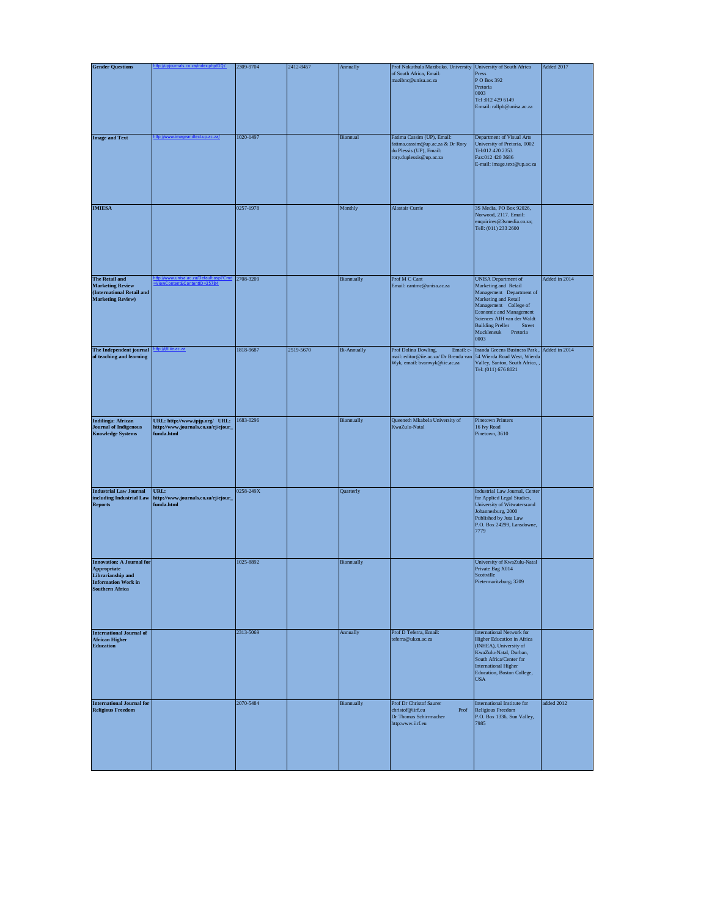| Gender Questions | http://upjournals.co.za/index.php/GQ/ | 2309-9704 | 2412-8457 | Annually | Prof Nokuthula Mazibuko, University of South Africa, Email: mazibnc@unisa.ac.za | University of South Africa Press P O Box 392 Pretoria 0003 Tel :012 429 6149 E-mail: rallpb@unisa.ac.za | Added 2017 |
|---|---|---|---|---|---|---|---|
| **Image and Text** | http://www.imageandtext.up.ac.za/ | 1020-1497 | | Biannual | Fatima Cassim (UP), Email: fatima.cassim@up.ac.za & Dr Rory du Plessis (UP), Email: rory.duplessis@up.ac.za | Department of Visual Arts University of Pretoria, 0002 Tel:012 420 2353 Fax:012 420 3686 E-mail: image.text@up.ac.za | |
| **IMIESA** | | 0257-1978 | | Monthly | Alastair Currie | 3S Media, PO Box 92026, Norwood, 2117. Email: enquirires@3smedia.co.za; Tell: (011) 233 2600 | |
| **The Retail and Marketing Review (International Retail and Marketing Review)** | http://www.unisa.ac.za/Default.asp?Cmd=ViewContent&ContentID=25784 | 2708-3209 | | Biannually | Prof M C Cant Email: cantmc@unisa.ac.za | UNISA Department of Marketing and Retail Management Department of Marketing and Retail Management College of Economic and Management Sciences AJH van der Waldt Building Preller Street Muckleneuk Pretoria 0003 | Added in 2014 |
| **The Independent journal of teaching and learning** | http://ijtl.iie.ac.za | 1818-9687 | 2519-5670 | Bi-Annually | Prof Dolina Dowling, Email: e-mail: editor@iie.ac.za/ Dr Brenda van Wyk, email: bvanwyk@iie.ac.za | Inanda Greens Business Park , 54 Wierda Road West, Wierda Valley, Santon, South Africa, , Tel: (011) 676 8021 | Added in 2014 |
| **Indilinga: African Journal of Indigenous Knowledge Systems** | **URL: http://www.ipjp.org/ URL: http://www.journals.co.za/ej/ejour_funda.html** | 1683-0296 | | Biannually | Queeneth Mkabela University of KwaZulu-Natal | Pinetown Printers 16 Ivy Road Pinetown, 3610 | |
| **Industrial Law Journal including Industrial Law Reports** | **URL: http://www.journals.co.za/ej/ejour_funda.html** | 0258-249X | | Quarterly | | Industrial Law Journal, Center for Applied Legal Studies, University of Witwatersrand Johannesburg, 2000 Published by Juta Law P.O. Box 24299, Lansdowne, 7779 | |
| **Innovation: A Journal for Appropriate Librarianship and Information Work in Southern Africa** | | 1025-8892 | | Biannually | | University of KwaZulu-Natal Private Bag X014 Scottville Pietermaritzburg; 3209 | |
| **International Journal of African Higher Education** | | 2313-5069 | | Annually | Prof D Teferra, Email: teferra@ukzn.ac.za | International Network for Higher Education in Africa (INHEA), University of KwaZulu-Natal, Durban, South Africa/Center for International Higher Education, Boston College, USA | |
| **International Journal for Religious Freedom** | | 2070-5484 | | Biannually | Prof Dr Christof Saurer christof@iirf.eu Prof Dr Thomas Schirrmacher http:www.iirf.eu | International Institute for Religious Freedom P.O. Box 1336, Sun Valley, 7985 | added 2012 |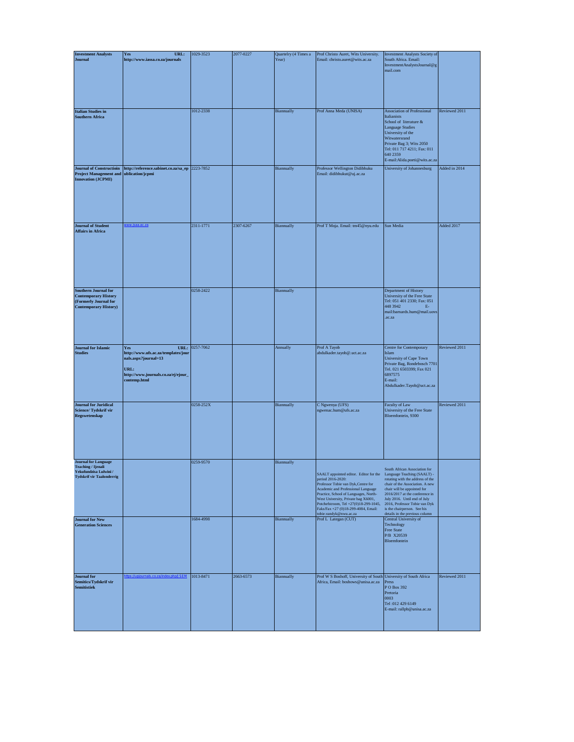| | | | | | | | |
|---|---|---|---|---|---|---|---|
| **Investment Analysts Journal** | **Yes URL: http://www.iassa.co.za/journals** | 1029-3523 | 2077-0227 | Quartelry (4 Times a Year) | Prof Christo Auret, Wits University. Email: christo.auret@wits.ac.za | Investment Analysts Society of South Africa. Email: InvestmentAnalystsJournal@gmail.com | |
| **Italian Studies in Southern Africa** | | 1012-2338 | | Biannually | Prof Anna Meda (UNISA) | Association of Professional Italianists School of literature & Language Studies University of the Witwatersrand Private Bag 3; Wits 2050 Tel: 011 717 4211; Fax: 011 640 2359 E-mail:Alida.poeti@wits.ac.za | Reviewed 2011 |
| **Journal of Constructioin Project Management and Innovation (JCPMI)** | **http://reference.sabinet.co.za/sa_epublication/jcpmi** | 2223-7852 | | Biannually | Professor Wellington Didibhuku Email: didibhukut@uj.ac.za | University of Johannesburg | Added in 2014 |
| **Journal of Student Affairs in Africa** | www.jsaa.ac.za | 2311-1771 | 2307-6267 | Biannually | Prof T Moja. Email: tm45@nyu.edu | Sun Media | Added 2017 |
| **Southern Journal for Contemporary History (Formerly Journal for Contemporary History)** | | 0258-2422 | | Biannually | | Department of History University of the Free State Tel: 051 401 2330; Fax: 051 448 3942 E-mail:barnards.hum@mail.uovs.ac.za | |
| **Journal for Islamic Studies** | **Yes URL: http://www.uct.ac.za/templates/journals.aspx?journal=13 URL: http://www.journals.co.za/ej/ejour_contemp.html** | 0257-7062 | | Annually | Prof A Tayob abdulkader.tayob@.uct.ac.za | Centre for Contemporary Islam University of Cape Town Private Bag, Rondebosch 7701 Tel. 021 6503399; Fax 021 6897575 E-mail: Abdulkader.Tayob@uct.ac.za | Reviewed 2011 |
| **Journal for Juridical Science/ Tydskrif vir Regswetenskap** | | 0258-252X | | Biannually | C Ngwenya (UFS) ngwenac.hum@ufs.ac.za | Faculty of Law University of the Free State Bloemfontein, 9300 | Reviewed 2011 |
| **Journal for Language Teaching / Ijenali Yekufundzisa Lulwini / Tydskrif vir Taalonderrig** | | 0259-9570 | | Biannually | SAALT appointed editor. Editor for the period 2016-2020: Professor Tobie van Dyk,Centre for Academic and Professional Language Practice, School of Languages, North-West University, Private bag X6001, Potchefstroom, Tel +27(0)18-299-1045, Faks/Fax +27 (0)18-299-4084, Email: tobie.vandyk@nwu.ac.za | South African Association for Language Teaching (SAALT) - rotating with the address of the chair of the Association. A new chair will be appointed for 2016/2017 at the conference in July 2016. Until end of July 2016, Professor Tobie van Dyk is the chairperson. See his details in the previous column | |
| **Journal for New Generation Sciences** | | 1684-4998 | | Biannually | Prof L Lategan (CUT) | Central University of Technology Free State P/B X20539 Bloemfontein | |
| **Journal for Semitics/Tydskrif vir Semitistiek** | https://upjournals.co.za/index.php/SEM | 1013-8471 | 2663-6573 | Biannually | Prof W S Boshoff, University of South Africa, Email: boshows@unisa.ac.za | University of South Africa Press P O Box 392 Pretoria 0003 Tel :012 429 6149 E-mail: rallpb@unisa.ac.za | Reviewed 2011 |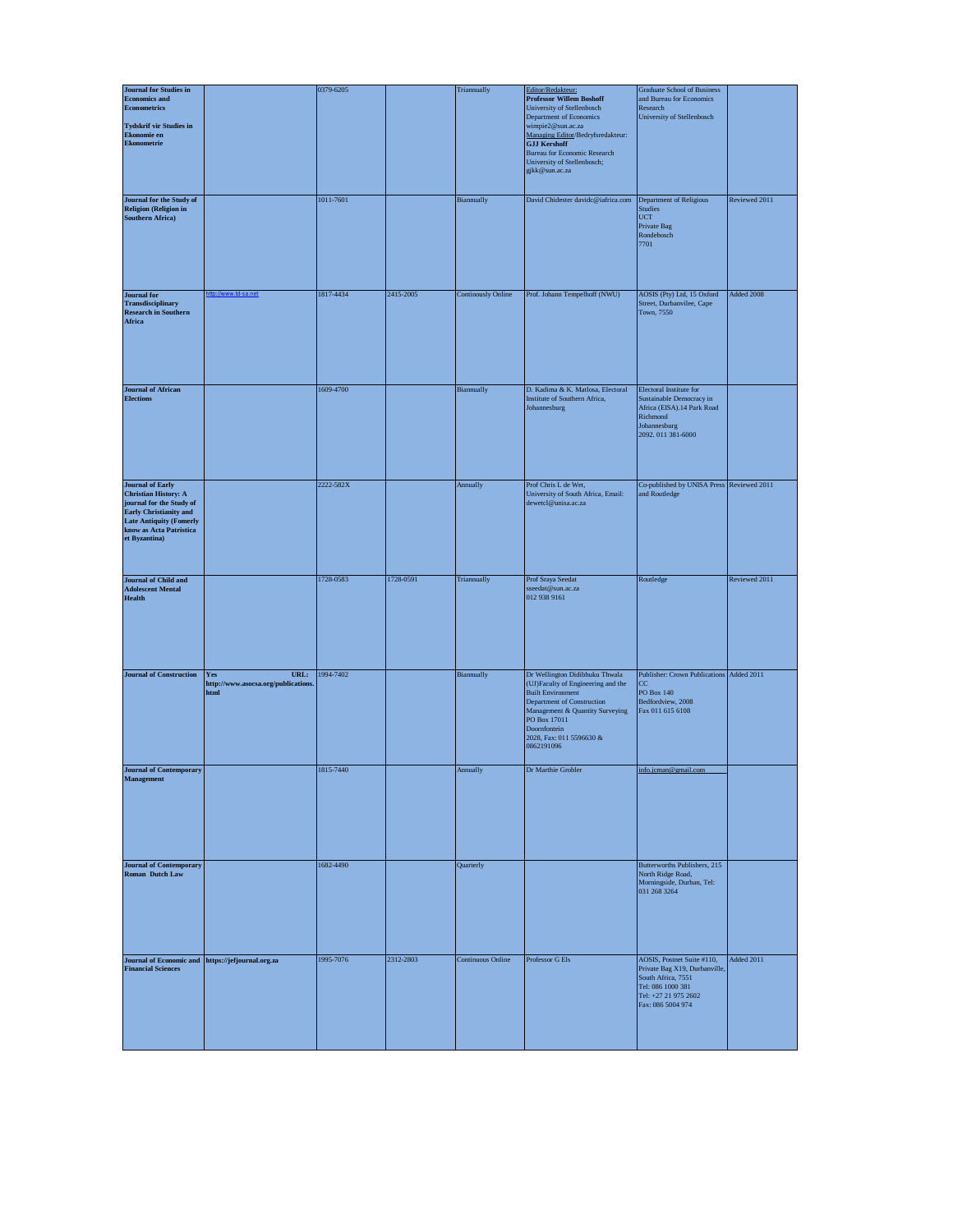| | | | | | | | |
|---|---|---|---|---|---|---|---|
| **Journal for Studies in Economics and Econometrics** <br><br> **Tydskrif vir Studies in Ekonomie en Ekonometrie** | | 0379-6205 | | Triannually | Editor/Redakteur: **Professor Willem Boshoff** University of Stellenbosch Department of Economics wimpie2@sun.ac.za Managing Editor/Bedryfsredakteur: **GJJ Kershoff** Bureau for Economic Research University of Stellenbosch; gjkk@sun.ac.za | Graduate School of Business and Bureau for Economics Research University of Stellenbosch | |
| **Journal for the Study of Religion (Religion in Southern Africa)** | | 1011-7601 | | Biannually | David Chidester davidc@iafrica.com | Department of Religious Studies UCT Private Bag Rondebosch 7701 | Reviewed 2011 |
| **Journal for Transdisciplinary Research in Southern Africa** | http://www.td-sa.net | 1817-4434 | 2415-2005 | Continously Online | Prof. Johann Tempelhoff (NWU) | AOSIS (Pty) Ltd, 15 Oxford Street, Durbanvilee, Cape Town, 7550 | Added 2008 |
| **Journal of African Elections** | | 1609-4700 | | Biannually | D. Kadima & K. Matlosa, Electoral Institute of Southern Africa, Johannesburg | Electoral Institute for Sustainable Democracy in Africa (EISA).14 Park Road Richmond Johannesburg 2092. 011 381-6000 | |
| **Journal of Early Christian History: A journal for the Study of Early Christianity and Late Antiquity (Fomerly know as Acta Patristica et Byzantina)** | | 2222-582X | | Annually | Prof Chris L de Wet, University of South Africa, Email: dewetcl@unisa.ac.za | Co-published by UNISA Press and Routledge | Reviewed 2011 |
| **Journal of Child and Adolescent Mental Health** | | 1728-0583 | 1728-0591 | Triannually | Prof Sraya Seedat sseedat@sun.ac.za 012 938 9161 | Routledge | Reviewed 2011 |
| **Journal of Construction** | **Yes URL: http://www.asocsa.org/publications.html** | 1994-7402 | | Biannually | Dr Wellington Didibhuku Thwala (UJ)Faculty of Engineering and the Built Environment Department of Construction Management & Quantity Surveying PO Box 17011 Doornfontein 2028, Fax: 011 5596630 & 0862191096 | Publisher: Crown Publications CC PO Box 140 Bedfordview, 2008 Fax 011 615 6108 | Added 2011 |
| **Journal of Contemporary Management** | | 1815-7440 | | Annually | Dr Marthie Grobler | info.jcman@gmail.com | |
| **Journal of Contemporary Roman Dutch Law** | | 1682-4490 | | Quarterly | | Butterworths Publishers, 215 North Ridge Road, Morningside, Durban, Tel: 031 268 3264 | |
| **Journal of Economic and Financial Sciences** | **https://jefjournal.org.za** | 1995-7076 | 2312-2803 | Continuous Online | Professor G Els | AOSIS, Postnet Suite #110, Private Bag X19, Durbanville, South Africa, 7551 Tel: 086 1000 381 Tel: +27 21 975 2602 Fax: 086 5004 974 | Added 2011 |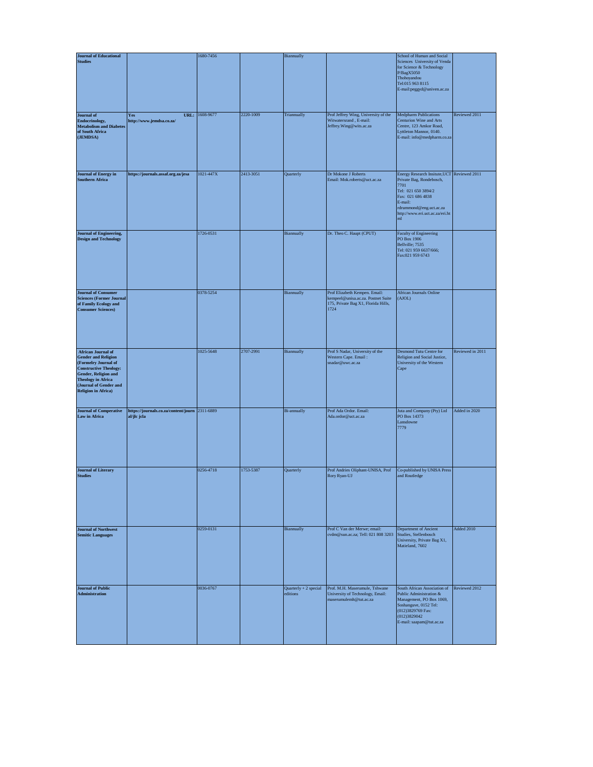| | | | | | | | |
|---|---|---|---|---|---|---|---|
| **Journal of Educational Studies** | | 1680-7456 | | Biannually | | School of Human and Social Sciences University of Venda for Science & Technology P/BagX5050 Thohoyandou Tel:015 963 8115 E-mail:peggyd@univen.ac.za | |
| **Journal of Endocrinology, Metabolism and Diabetes of South Africa (JEMDSA)** | **Yes URL: http://www.jemdsa.co.za/** | 1608-9677 | 2220-1009 | Triannually | Prof Jeffrey Wing, University of the Witwatersrand , E-mail: Jeffrey.Wing@wits.ac.za | Medpharm Publications Centurion Wine and Arts Centre, 123 Amkor Road, Lyttleton Mannor, 0140. E-mail: info@medpharm.co.za | Reviewed 2011 |
| **Journal of Energy in Southern Africa** | **https://journals.assaf.org.za/jesa** | 1021-447X | 2413-3051 | Quarterly | Dr Mokone J Roberts Email: Mok.roberts@uct.ac.za | Energy Research Insitute,UCT Private Bag, Rondebosch, 7701 Tel: 021 650 3894/2 Fax: 021 686 4838 E-mail: rdrummond@eng.uct.ac.za http://www.eri.uct.ac.za/eri.html | Reviewed 2011 |
| **Journal of Engineering, Design and Technology** | | 1726-0531 | | Biannually | Dr. Theo C. Haupt (CPUT) | Faculty of Engineering PO Box 1906 Bellville; 7535 Tel: 021 959 6637/666; Fax:021 959 6743 | |
| **Journal of Consumer Sciences (Former Journal of Family Ecology and Consumer Sciences)** | | 0378-5254 | | Biannually | Prof Elizabeth Kempen. Email: kempeel@unisa.ac.za. Postnet Suite 175, Private Bag X1, Florida Hills, 1724 | African Journals Online (AJOL) | |
| **African Journal of Gender and Religion (Formelry Journal of Constructive Theology: Gender, Religion and Theology in Africa (Journal of Gender and Religion in Africa)** | | 1025-5648 | 2707-2991 | Biannually | Prof S Nadar, University of the Western Cape. Email : snadar@uwc.ac.za | Desmond Tutu Centre for Religion and Social Justice, University of the Western Cape | Reviewed in 2011 |
| **Journal of Comperative Law in Africa** | **https://journals.co.za/content/journal/jlc jcla** | 2311-6889 | | Bi-annually | Prof Ada Ordor. Email: Ada.ordor@uct.ac.za | Juta and Company (Pty) Ltd PO Box 14373 Lansdowne 7779 | Added in 2020 |
| **Journal of Literary Studies** | | 0256-4718 | 1753-5387 | Quarterly | Prof Andries Oliphant-UNISA, Prof Rory Ryan-UJ | Co-published by UNISA Press and Routledge | |
| **Journal of Northwest Semitic Languages** | | 0259-0131 | | Biannually | Prof C Van der Merwe; email: cvdm@sun.ac.za; Tell: 021 808 3203 | Department of Ancient Studies, Stellenbosch University, Private Bag X1, Matieland, 7602 | Added 2010 |
| **Journal of Public Administration** | | 0036-0767 | | Quarterly + 2 special editions | Prof. M.H. Maserumule, Tshwane University of Technology, Email: maserumulemh@tut.ac.za | South African Association of Public Administration & Management, PO Box 1069, Soshanguve, 0152 Tel: (012)3829769 Fax: (012)3829042 E-mail: saapam@tut.ac.za | Reviewed 2012 |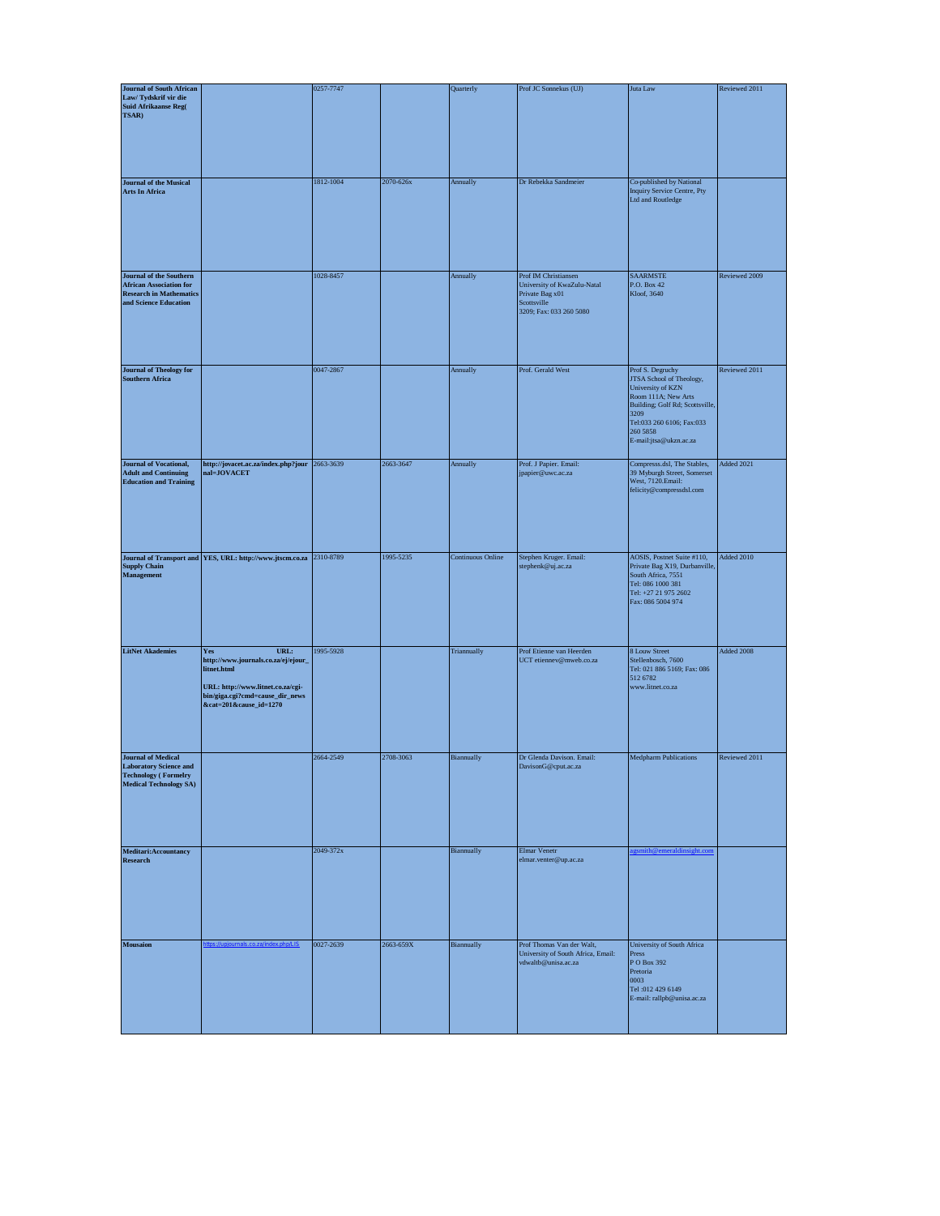| | | | | | | | |
|---|---|---|---|---|---|---|---|
| **Journal of South African Law/ Tydskrif vir die Suid Afrikaanse Reg( TSAR)** | | 0257-7747 | | Quarterly | Prof JC Sonnekus (UJ) | Juta Law | Reviewed 2011 |
| **Journal of the Musical Arts In Africa** | | 1812-1004 | 2070-626x | Annually | Dr Rebekka Sandmeier | Co-published by National Inquiry Service Centre, Pty Ltd and Routledge | |
| **Journal of the Southern African Association for Research in Mathematics and Science Education** | | 1028-8457 | | Annually | Prof IM Christiansen University of KwaZulu-Natal Private Bag x01 Scottsville 3209; Fax: 033 260 5080 | SAARMSTE P.O. Box 42 Kloof, 3640 | Reviewed 2009 |
| **Journal of Theology for Southern Africa** | | 0047-2867 | | Annually | Prof. Gerald West | Prof S. Degruchy JTSA School of Theology, University of KZN Room 111A; New Arts Building; Golf Rd; Scottsville, 3209 Tel:033 260 6106; Fax:033 260 5858 E-mail:jtsa@ukzn.ac.za | Reviewed 2011 |
| **Journal of Vocational, Adult and Continuing Education and Training** | **http://jovacet.ac.za/index.php?journal=JOVACET** | 2663-3639 | 2663-3647 | Annually | Prof. J Papier. Email: jpapier@uwc.ac.za | Compresss.dsl, The Stables, 39 Myburgh Street, Somerset West, 7120.Email: felicity@compressdsl.com | Added 2021 |
| **Journal of Transport and Supply Chain Management** | **YES, URL: http://www.jtscm.co.za** | 2310-8789 | 1995-5235 | Continuous Online | Stephen Kruger. Email: stephenk@uj.ac.za | AOSIS, Postnet Suite #110, Private Bag X19, Durbanville, South Africa, 7551 Tel: 086 1000 381 Tel: +27 21 975 2602 Fax: 086 5004 974 | Added 2010 |
| **LitNet Akademies** | **Yes URL: http://www.journals.co.za/ej/ejour_litnet.html URL: http://www.litnet.co.za/cgi-bin/giga.cgi?cmd=cause_dir_news&cat=201&cause_id=1270** | 1995-5928 | | Triannually | Prof Etienne van Heerden UCT etiennev@mweb.co.za | 8 Louw Street Stellenbosch, 7600 Tel: 021 886 5169; Fax: 086 512 6782 www.litnet.co.za | Added 2008 |
| **Journal of Medical Laboratory Science and Technology ( Formelry Medical Technology SA)** | | 2664-2549 | 2708-3063 | Biannually | Dr Glenda Davison. Email: DavisonG@cput.ac.za | Medpharm Publications | Reviewed 2011 |
| **Meditari:Accountancy Research** | | 2049-372x | | Biannually | Elmar Venetr elmar.venter@up.ac.za | agsmith@emeraldinsight.com | |
| **Mousaion** | https://upjournals.co.za/index.php/LIS | 0027-2639 | 2663-659X | Biannually | Prof Thomas Van der Walt, University of South Africa, Email: vdwaltb@unisa.ac.za | University of South Africa Press P O Box 392 Pretoria 0003 Tel :012 429 6149 E-mail: rallpb@unisa.ac.za | |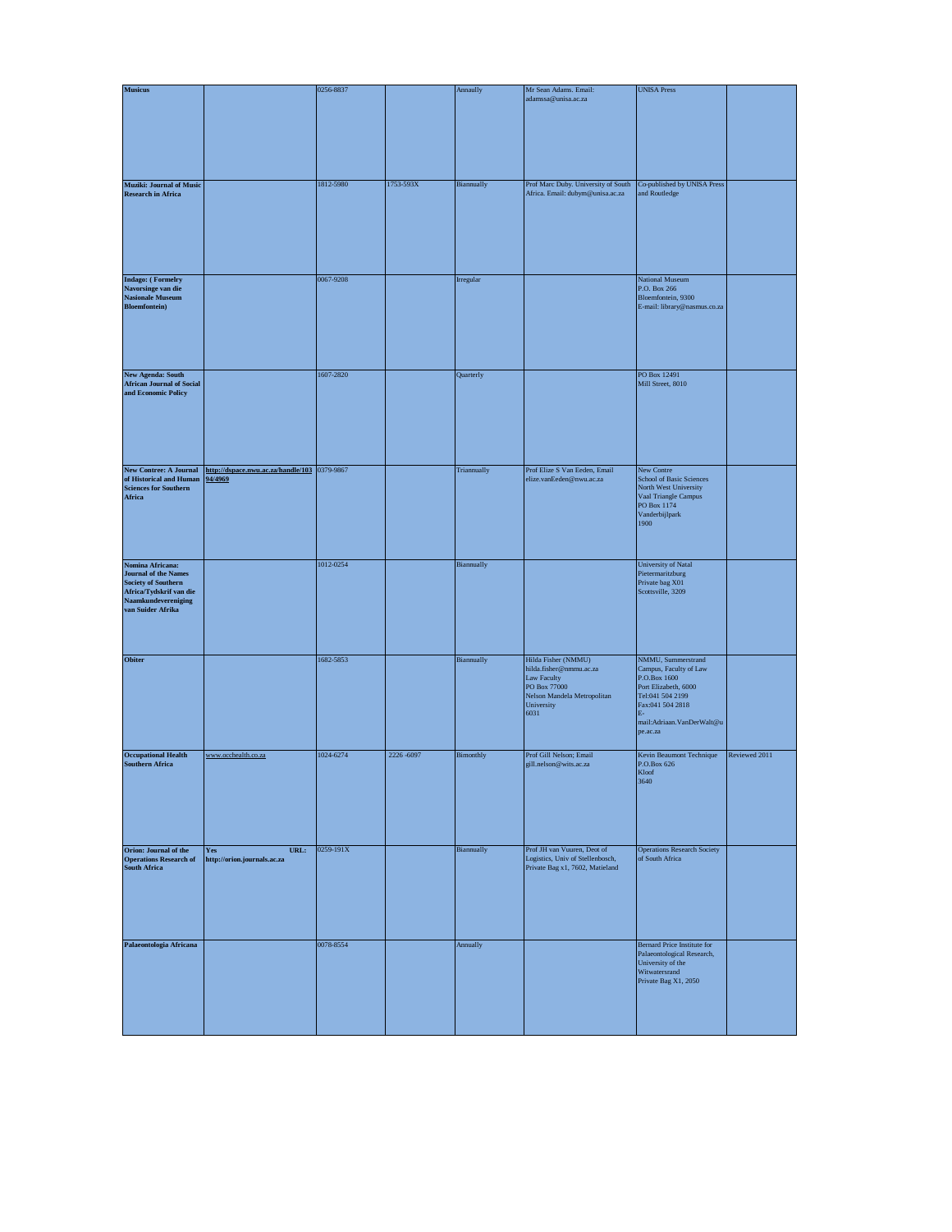| | | | | | | | |
|---|---|---|---|---|---|---|---|
| **Musicus** | | 0256-8837 | | Annaully | Mr Sean Adams. Email: adamssa@unisa.ac.za | UNISA Press | |
| **Muziki: Journal of Music Research in Africa** | | 1812-5980 | 1753-593X | Biannually | Prof Marc Duby. University of South Africa. Email: dubym@unisa.ac.za | Co-published by UNISA Press and Routledge | |
| **Indago: ( Formelry Navorsinge van die Nasionale Museum Bloemfontein)** | | 0067-9208 | | Irregular | | National Museum P.O. Box 266 Bloemfontein, 9300 E-mail: library@nasmus.co.za | |
| **New Agenda: South African Journal of Social and Economic Policy** | | 1607-2820 | | Quarterly | | PO Box 12491 Mill Street, 8010 | |
| **New Contree: A Journal of Historical and Human Sciences for Southern Africa** | **http://dspace.nwu.ac.za/handle/10394/4969** | 0379-9867 | | Triannually | Prof Elize S Van Eeden, Email elize.vanEeden@nwu.ac.za | New Contre School of Basic Sciences North West University Vaal Triangle Campus PO Box 1174 Vanderbijlpark 1900 | |
| **Nomina Africana: Journal of the Names Society of Southern Africa/Tydskrif van die Naamkundevereniging van Suider Afrika** | | 1012-0254 | | Biannually | | University of Natal Pietermaritzburg Private bag X01 Scottsville, 3209 | |
| **Obiter** | | 1682-5853 | | Biannually | Hilda Fisher (NMMU) hilda.fisher@nmmu.ac.za Law Faculty PO Box 77000 Nelson Mandela Metropolitan University 6031 | NMMU, Summerstrand Campus, Faculty of Law P.O.Box 1600 Port Elizabeth, 6000 Tel:041 504 2199 Fax:041 504 2818 E-mail:Adriaan.VanDerWalt@upe.ac.za | |
| **Occupational Health Southern Africa** | www.occhealth.co.za | 1024-6274 | 2226 -6097 | Bimonthly | Prof Gill Nelson; Email gill.nelson@wits.ac.za | Kevin Beaumont Technique P.O.Box 626 Kloof 3640 | Reviewed 2011 |
| **Orion: Journal of the Operations Research of South Africa** | **Yes URL: http://orion.journals.ac.za** | 0259-191X | | Biannually | Prof JH van Vuuren, Deot of Logistics, Univ of Stellenbosch, Private Bag x1, 7602, Matieland | Operations Research Society of South Africa | |
| **Palaeontologia Africana** | | 0078-8554 | | Annually | | Bernard Price Institute for Palaeontological Research, University of the Witwatersrand Private Bag X1, 2050 | |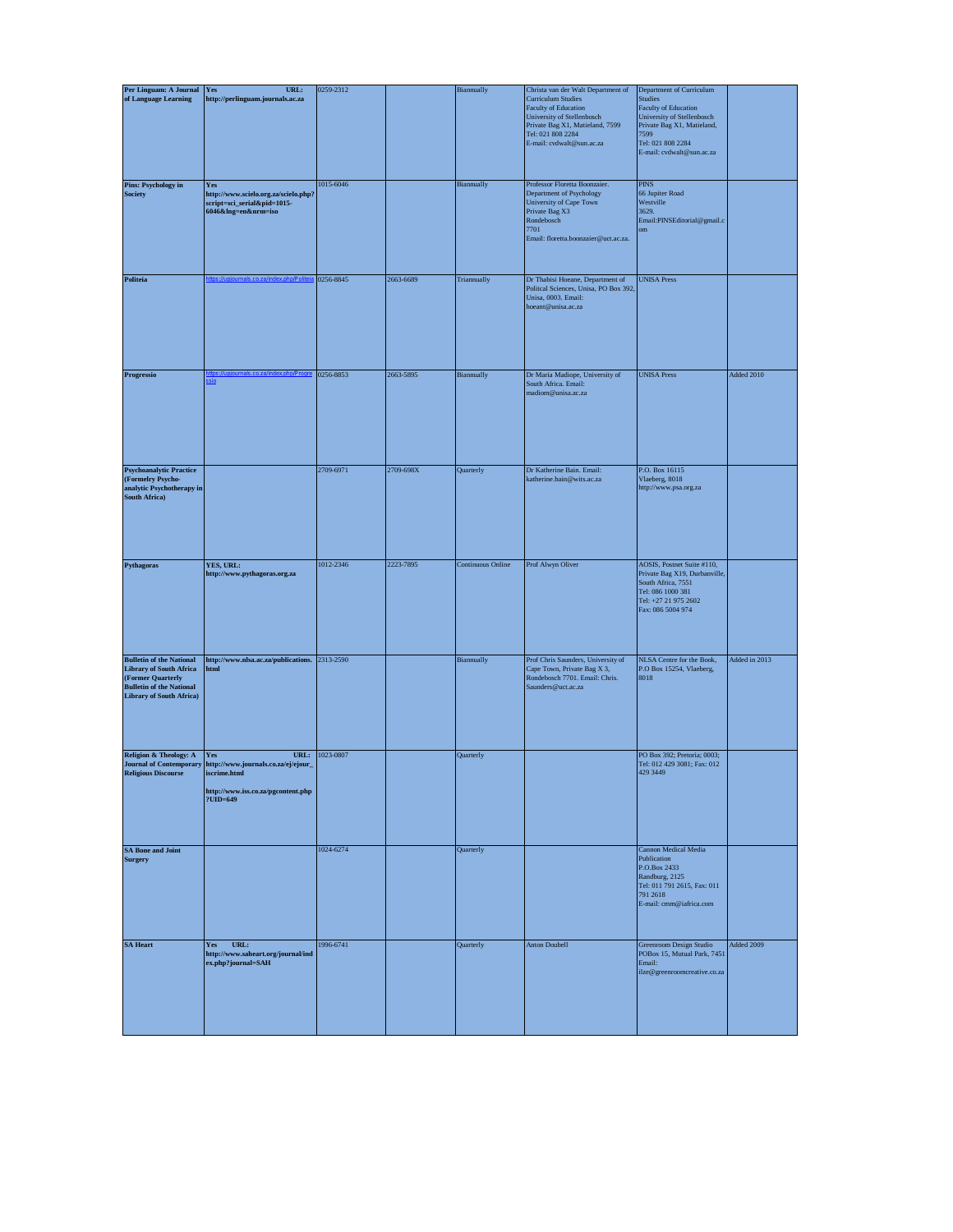| Per Linguam: A Journal of Language Learning | Yes URL: http://perlinguam.journals.ac.za | 0259-2312 | | Biannually | Christa van der Walt Department of Curriculum Studies Faculty of Education University of Stellenbosch Private Bag X1, Matieland, 7599 Tel: 021 808 2284 E-mail: cvdwalt@sun.ac.za | Department of Curriculum Studies Faculty of Education University of Stellenbosch Private Bag X1, Matieland, 7599 Tel: 021 808 2284 E-mail: cvdwalt@sun.ac.za | |
|---|---|---|---|---|---|---|---|
| Pins: Psychology in Society | Yes http://www.scielo.org.za/scielo.php?script=sci_serial&pid=1015-6046&lng=en&nrm=iso | 1015-6046 | | Biannually | Professor Floretta Boonzaier. Department of Psychology University of Cape Town Private Bag X3 Rondebosch 7701 Email: floretta.boonzaier@uct.ac.za. | PINS 66 Jupiter Road Westville 3629. Email:PINSEditorial@gmail.com | |
| Politeia | https://upjournals.co.za/index.php/Politeia | 0256-8845 | 2663-6689 | Triannually | Dr Thabisi Hoeane, Department of Political Sciences, Unisa, PO Box 392, Unisa, 0003. Email: hoeant@unisa.ac.za | UNISA Press | |
| Progressio | https://upjournals.co.za/index.php/Progressio | 0256-8853 | 2663-5895 | Biannually | Dr Maria Madiope, University of South Africa. Email: madiom@unisa.ac.za | UNISA Press | Added 2010 |
| Psychoanalytic Practice (Formelry Psycho-analytic Psychotherapy in South Africa) | | 2709-6971 | 2709-698X | Quarterly | Dr Katherine Bain. Email: katherine.bain@wits.ac.za | P.O. Box 16115 Vlaeberg, 8018 http://www.psa.org.za | |
| Pythagoras | YES, URL: http://www.pythagoras.org.za | 1012-2346 | 2223-7895 | Continuous Online | Prof Alwyn Oliver | AOSIS, Postnet Suite #110, Private Bag X19, Durbanville, South Africa, 7551 Tel: 086 1000 381 Tel: +27 21 975 2602 Fax: 086 5004 974 | |
| Bulletin of the National Library of South Africa (Former Quarterly Bulletin of the National Library of South Africa) | http://www.nlsa.ac.za/publications.html | 2313-2590 | | Biannually | Prof Chris Saunders, University of Cape Town, Private Bag X 3, Rondebosch 7701. Email: Chris.Saunders@uct.ac.za | NLSA Centre for the Book, P.O Box 15254, Vlaeberg, 8018 | Added in 2013 |
| Religion & Theology: A Journal of Contemporary Religious Discourse | Yes URL: http://www.journals.co.za/ej/ejour_iscrime.html http://www.iss.co.za/pgcontent.php?UID=649 | 1023-0807 | | Quarterly | | PO Box 392; Pretoria; 0003; Tel: 012 429 3081; Fax: 012 429 3449 | |
| SA Bone and Joint Surgery | | 1024-6274 | | Quarterly | | Cannon Medical Media Publication P.O.Box 2433 Randburg, 2125 Tel: 011 791 2615, Fax: 011 791 2618 E-mail: cmm@iafrica.com | |
| SA Heart | Yes URL: http://www.saheart.org/journal/index.php?journal=SAH | 1996-6741 | | Quarterly | Anton Doubell | Greenroom Design Studio POBox 15, Mutual Park, 7451 Email: ilze@greenroomcreative.co.za | Added 2009 |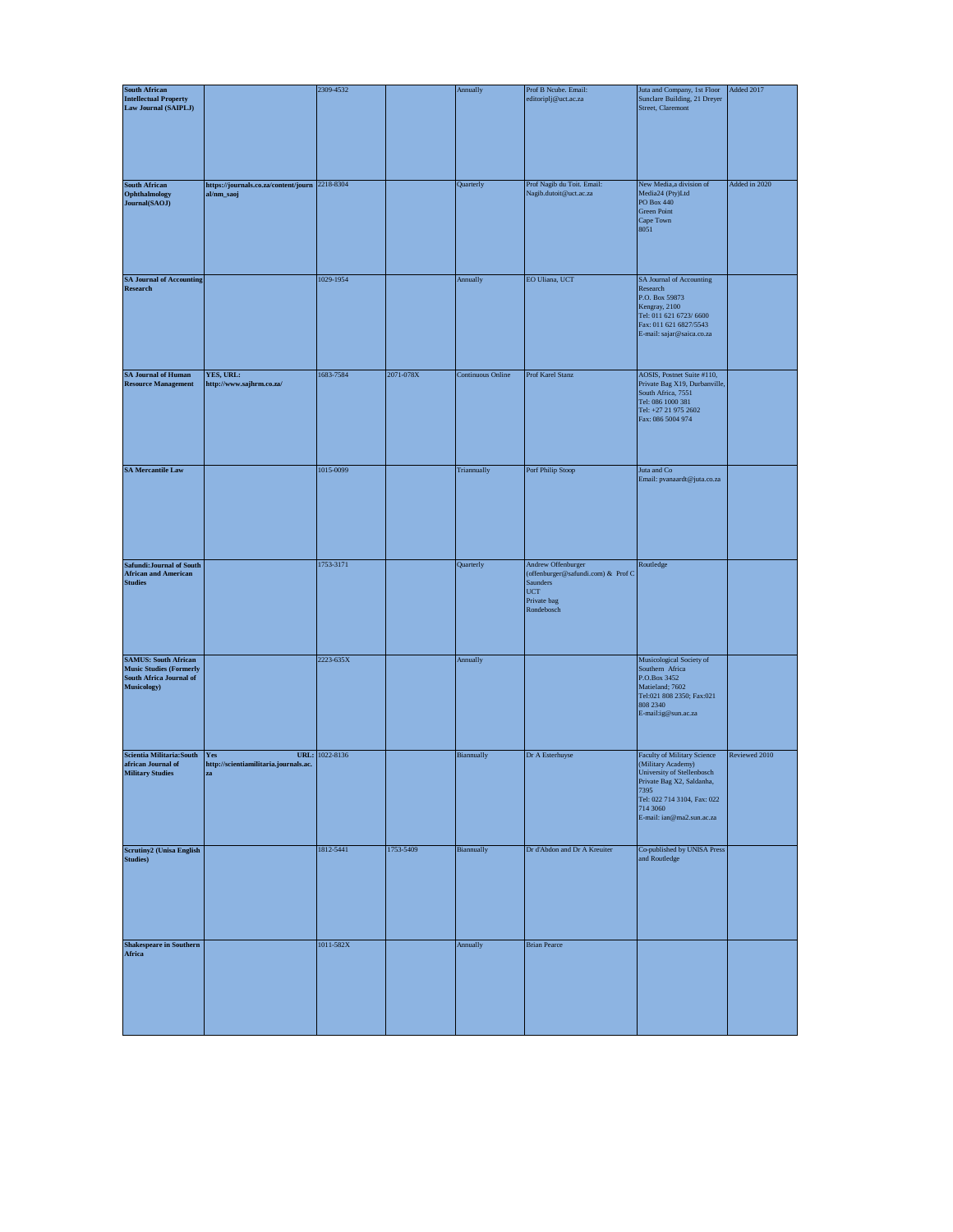| | | | | | | | |
|---|---|---|---|---|---|---|---|
| **South African Intellectual Property Law Journal (SAIPLJ)** | | 2309-4532 | | Annually | Prof B Ncube. Email: editoriplj@uct.ac.za | Juta and Company, 1st Floor Sunclare Building, 21 Dreyer Street, Claremont | Added 2017 |
| **South African Ophthalmology Journal(SAOJ)** | **https://journals.co.za/content/journal/nm_saoj** | 2218-8304 | | Quarterly | Prof Nagib du Toit. Email: Nagib.dutoit@uct.ac.za | New Media,a division of Media24 (Pty)Ltd PO Box 440 Green Point Cape Town 8051 | Added in 2020 |
| **SA Journal of Accounting Research** | | 1029-1954 | | Annually | EO Uliana, UCT | SA Journal of Accounting Research P.O. Box 59873 Kengray, 2100 Tel: 011 621 6723/ 6600 Fax: 011 621 6827/5543 E-mail: sajar@saica.co.za | |
| **SA Journal of Human Resource Management** | **YES, URL: http://www.sajhrm.co.za/** | 1683-7584 | 2071-078X | Continuous Online | Prof Karel Stanz | AOSIS, Postnet Suite #110, Private Bag X19, Durbanville, South Africa, 7551 Tel: 086 1000 381 Tel: +27 21 975 2602 Fax: 086 5004 974 | |
| **SA Mercantile Law** | | 1015-0099 | | Triannually | Porf Philip Stoop | Juta and Co Email: pvanaardt@juta.co.za | |
| **Safundi:Journal of South African and American Studies** | | 1753-3171 | | Quarterly | Andrew Offenburger (offenburger@safundi.com) & Prof C Saunders UCT Private bag Rondebosch | Routledge | |
| **SAMUS: South African Music Studies (Formerly South Africa Journal of Musicology)** | | 2223-635X | | Annually | | Musicological Society of Southern Africa P.O.Box 3452 Matieland; 7602 Tel:021 808 2350; Fax:021 808 2340 E-mail:ig@sun.ac.za | |
| **Scientia Militaria:South african Journal of Military Studies** | **Yes URL: http://scientiamilitaria.journals.ac.za** | 1022-8136 | | Biannually | Dr A Esterhuyse | Faculty of Military Science (Military Academy) University of Stellenbosch Private Bag X2, Saldanha, 7395 Tel: 022 714 3104, Fax: 022 714 3060 E-mail: ian@ma2.sun.ac.za | Reviewed 2010 |
| **Scrutiny2 (Unisa English Studies)** | | 1812-5441 | 1753-5409 | Biannually | Dr d'Abdon and Dr A Kreuiter | Co-published by UNISA Press and Routledge | |
| **Shakespeare in Southern Africa** | | 1011-582X | | Annually | Brian Pearce | | |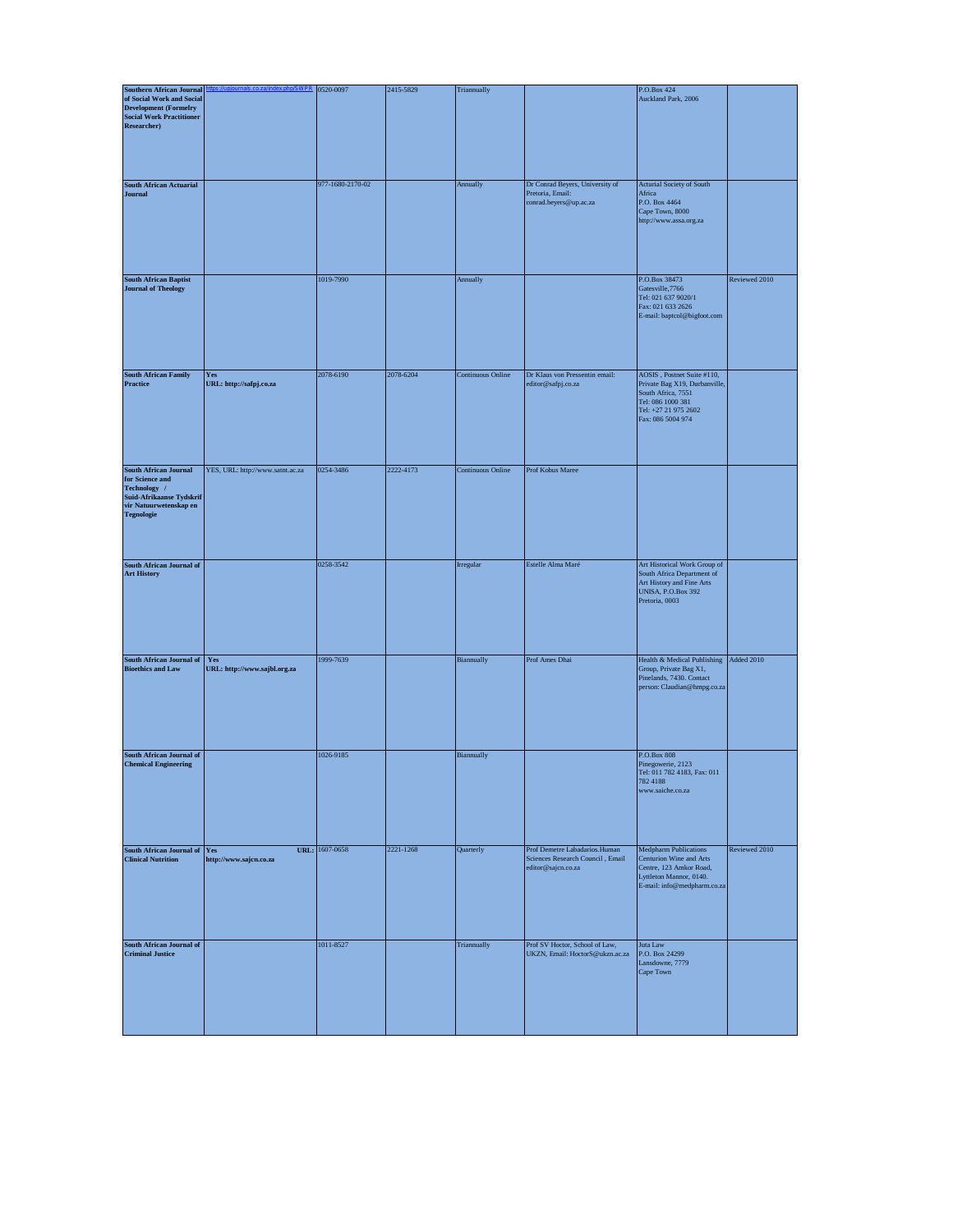| | | | | | | | |
|---|---|---|---|---|---|---|---|
| **Southern African Journal of Social Work and Social Development (Formelry Social Work Practitioner Researcher)** | https://upjournals.co.za/index.php/SWPR | 0520-0097 | 2415-5829 | Triannually | | P.O.Box 424 Auckland Park, 2006 | |
| **South African Actuarial Journal** | | 977-1680-2170-02 | | Annually | Dr Conrad Beyers, University of Pretoria, Email: conrad.beyers@up.ac.za | Acturial Society of South Africa P.O. Box 4464 Cape Town, 8000 http://www.assa.org.za | |
| **South African Baptist Journal of Theology** | | 1019-7990 | | Annually | | P.O.Box 38473 Gatesville,7766 Tel: 021 637 9020/1 Fax: 021 633 2626 E-mail: baptcol@bigfoot.com | Reviewed 2010 |
| **South African Family Practice** | **Yes URL: http://safpj.co.za** | 2078-6190 | 2078-6204 | Continuous Online | Dr Klaus von Pressentin email: editor@safpj.co.za | AOSIS , Postnet Suite #110, Private Bag X19, Durbanville, South Africa, 7551 Tel: 086 1000 381 Tel: +27 21 975 2602 Fax: 086 5004 974 | |
| **South African Journal for Science and Technology / Suid-Afrikaanse Tydskrif vir Natuurwetenskap en Tegnologie** | YES, URL: http://www.satnt.ac.za | 0254-3486 | 2222-4173 | Continuous Online | Prof Kobus Maree | | |
| **South African Journal of Art History** | | 0258-3542 | | Irregular | Estelle Alma Maré | Art Historical Work Group of South Africa Department of Art History and Fine Arts UNISA, P.O.Box 392 Pretoria, 0003 | |
| **South African Journal of Bioethics and Law** | **Yes URL: http://www.sajbl.org.za** | 1999-7639 | | Biannually | Prof Ames Dhai | Health & Medical Publishing Group, Private Bag X1, Pinelands, 7430. Contact person: Claudian@hmpg.co.za | Added 2010 |
| **South African Journal of Chemical Engineering** | | 1026-9185 | | Biannually | | P.O.Box 808 Pinegowerie, 2123 Tel: 011 782 4183, Fax: 011 782 4188 www.saiche.co.za | |
| **South African Journal of Clinical Nutrition** | **Yes URL: http://www.sajcn.co.za** | 1607-0658 | 2221-1268 | Quarterly | Prof Demetre Labadarios.Human Sciences Research Council , Email editor@sajcn.co.za | Medpharm Publications Centurion Wine and Arts Centre, 123 Amkor Road, Lyttleton Mannor, 0140. E-mail: info@medpharm.co.za | Reviewed 2010 |
| **South African Journal of Criminal Justice** | | 1011-8527 | | Triannually | Prof SV Hoctor, School of Law, UKZN, Email: HoctorS@ukzn.ac.za | Juta Law P.O. Box 24299 Lansdowne, 7779 Cape Town | |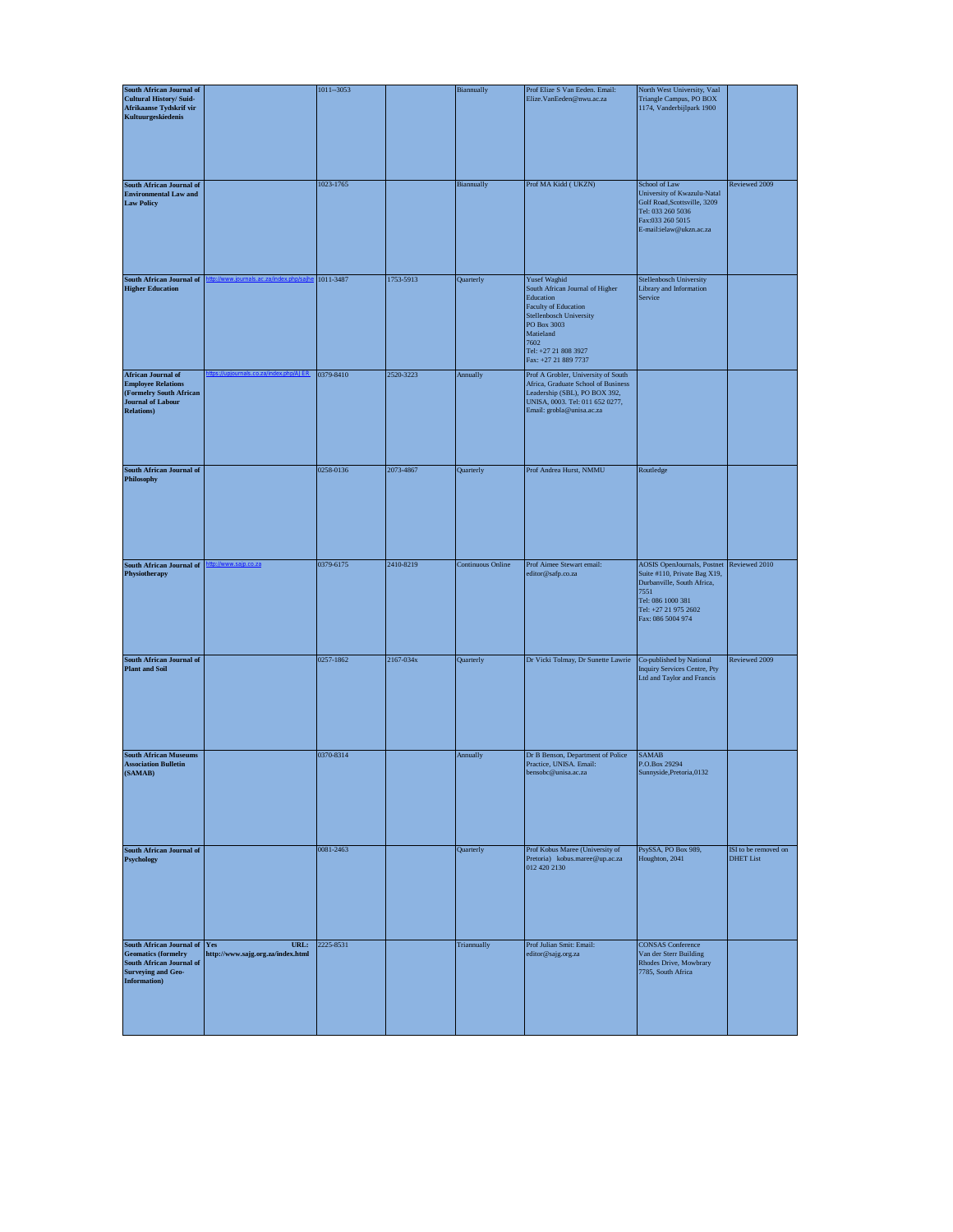| | | | | | | | |
|---|---|---|---|---|---|---|---|
| **South African Journal of Cultural History/ Suid-Afrikaanse Tydskrif vir Kultuurgeskiedenis** | | 1011--3053 | | Biannually | Prof Elize S Van Eeden. Email: Elize.VanEeden@nwu.ac.za | North West University, Vaal Triangle Campus, PO BOX 1174, Vanderbijlpark 1900 | |
| **South African Journal of Environmental Law and Law Policy** | | 1023-1765 | | Biannually | Prof MA Kidd ( UKZN) | School of Law University of Kwazulu-Natal Golf Road,Scottsville, 3209 Tel: 033 260 5036 Fax:033 260 5015 E-mail:ielaw@ukzn.ac.za | Reviewed 2009 |
| **South African Journal of Higher Education** | http://www.journals.ac.za/index.php/sajhe | 1011-3487 | 1753-5913 | Quarterly | Yusef Waghid South African Journal of Higher Education Faculty of Education Stellenbosch University PO Box 3003 Matieland 7602 Tel: +27 21 808 3927 Fax: +27 21 889 7737 | Stellenbosch University Library and Information Service | |
| **African Journal of Employee Relations (Formelry South African Journal of Labour Relations)** | https://upjournals.co.za/index.php/AJER | 0379-8410 | 2520-3223 | Annually | Prof A Grobler, University of South Africa, Graduate School of Business Leadership (SBL), PO BOX 392, UNISA, 0003. Tel: 011 652 0277, Email: grobla@unisa.ac.za | | |
| **South African Journal of Philosophy** | | 0258-0136 | 2073-4867 | Quarterly | Prof Andrea Hurst, NMMU | Routledge | |
| **South African Journal of Physiotherapy** | http://www.sajp.co.za | 0379-6175 | 2410-8219 | Continuous Online | Prof Aimee Stewart email: editor@safp.co.za | AOSIS OpenJournals, Postnet Suite #110, Private Bag X19, Durbanville, South Africa, 7551 Tel: 086 1000 381 Tel: +27 21 975 2602 Fax: 086 5004 974 | Reviewed 2010 |
| **South African Journal of Plant and Soil** | | 0257-1862 | 2167-034x | Quarterly | Dr Vicki Tolmay, Dr Sunette Lawrie | Co-published by National Inquiry Services Centre, Pty Ltd and Taylor and Francis | Reviewed 2009 |
| **South African Museums Association Bulletin (SAMAB)** | | 0370-8314 | | Annually | Dr B Benson, Department of Police Practice, UNISA. Email: bensobc@unisa.ac.za | SAMAB P.O.Box 29294 Sunnyside,Pretoria,0132 | |
| **South African Journal of Psychology** | | 0081-2463 | | Quarterly | Prof Kobus Maree (University of Pretoria) kobus.maree@up.ac.za 012 420 2130 | PsySSA, PO Box 989, Houghton, 2041 | ISI to be removed on DHET List |
| **South African Journal of Geomatics (formelry South African Journal of Surveying and Geo-Information)** | **Yes URL: http://www.sajg.org.za/index.html** | 2225-8531 | | Triannually | Prof Julian Smit: Email: editor@sajg.org.za | CONSAS Conference Van der Sterr Building Rhodes Drive, Mowbrary 7785, South Africa | |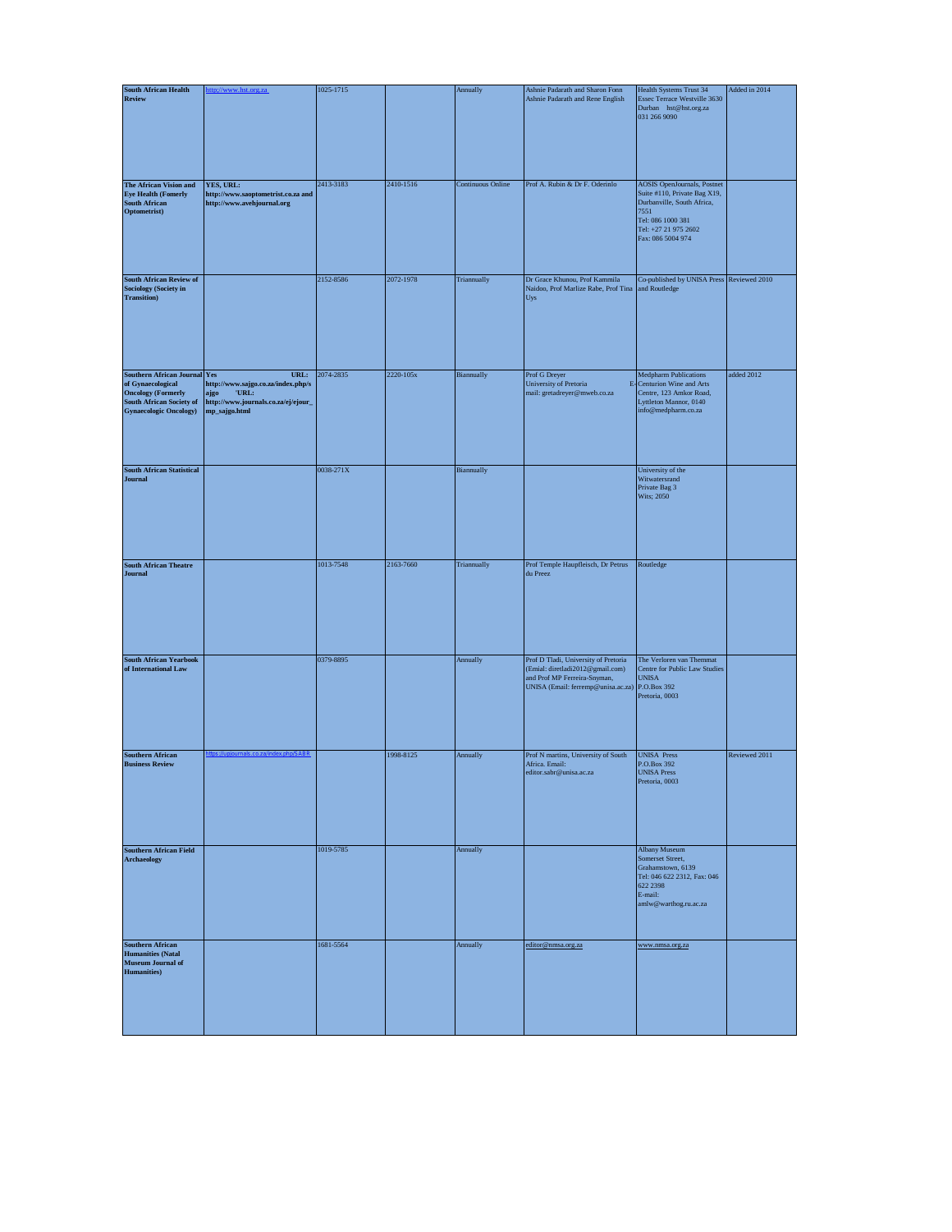| **South African Health Review** | http://www.hst.org.za | 1025-1715 | | Annually | Ashnie Padarath and Sharon Fonn Ashnie Padarath and Rene English | Health Systems Trust 34 Essec Terrace Westville 3630 Durban hst@hst.org.za 031 266 9090 | Added in 2014 |
|---|---|---|---|---|---|---|---|
| **The African Vision and Eye Health (Fomerly South African Optometrist)** | **YES, URL: http://www.saoptometrist.co.za and http://www.avehjournal.org** | 2413-3183 | 2410-1516 | Continuous Online | Prof A. Rubin & Dr F. Oderinlo | AOSIS OpenJournals, Postnet Suite #110, Private Bag X19, Durbanville, South Africa, 7551 Tel: 086 1000 381 Tel: +27 21 975 2602 Fax: 086 5004 974 | |
| **South African Review of Sociology (Society in Transition)** | | 2152-8586 | 2072-1978 | Triannually | Dr Grace Khunou, Prof Kammila Naidoo, Prof Marlize Rabe, Prof Tina Uys | Co-published by UNISA Press and Routledge | Reviewed 2010 |
| **Southern African Journal of Gynaecological Oncology (Formerly South African Society of Gynaecologic Oncology)** | **Yes URL: http://www.sajgo.co.za/index.php/sajgo 'URL: http://www.journals.co.za/ej/ejour_mp_sajgo.html** | 2074-2835 | 2220-105x | Biannually | Prof G Dreyer University of Pretoria E-mail: gretadreyer@mweb.co.za | Medpharm Publications Centurion Wine and Arts Centre, 123 Amkor Road, Lyttleton Mannor, 0140 info@medpharm.co.za | added 2012 |
| **South African Statistical Journal** | | 0038-271X | | Biannually | | University of the Witwatersrand Private Bag 3 Wits; 2050 | |
| **South African Theatre Journal** | | 1013-7548 | 2163-7660 | Triannually | Prof Temple Haupfleisch, Dr Petrus du Preez | Routledge | |
| **South African Yearbook of International Law** | | 0379-8895 | | Annually | Prof D Tladi, University of Pretoria (Emial: diretladi2012@gmail.com) and Prof MP Ferreira-Snyman, UNISA (Email: ferremp@unisa.ac.za) | The Verloren van Themmat Centre for Public Law Studies UNISA P.O.Box 392 Pretoria, 0003 | |
| **Southern African Business Review** | https://upjournals.co.za/index.php/SABR | | 1998-8125 | Annually | Prof N martins, University of South Africa. Email: editor.sabr@unisa.ac.za | UNISA Press P.O.Box 392 UNISA Press Pretoria, 0003 | Reviewed 2011 |
| **Southern African Field Archaeology** | | 1019-5785 | | Annually | | Albany Museum Somerset Street, Grahamstown, 6139 Tel: 046 622 2312, Fax: 046 622 2398 E-mail: amlw@warthog.ru.ac.za | |
| **Southern African Humanities (Natal Museum Journal of Humanities)** | | 1681-5564 | | Annually | editor@nmsa.org.za | www.nmsa.org.za | |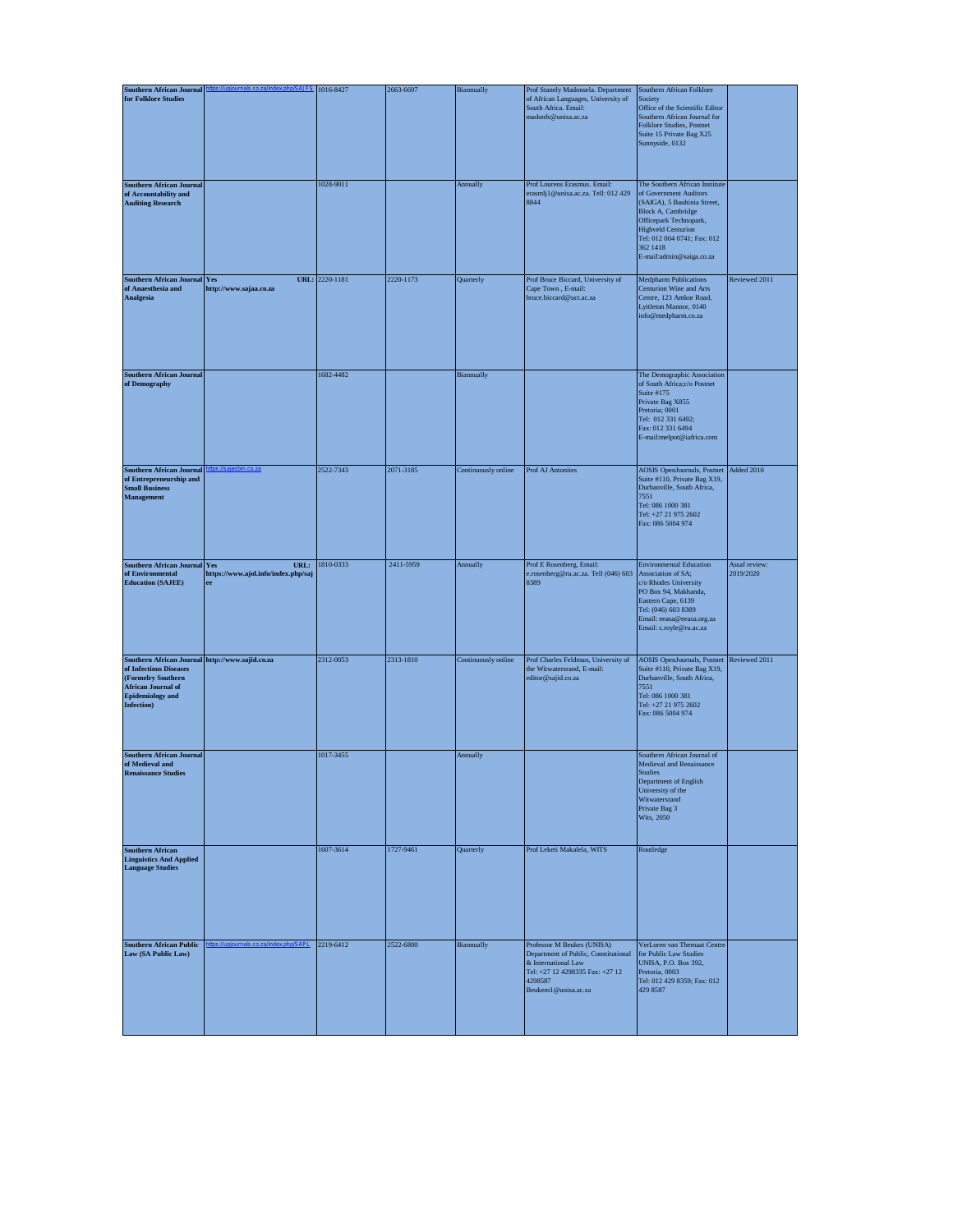| | | | | | | | |
|---|---|---|---|---|---|---|---|
| **Southern African Journal for Folklore Studies** | https://upjournals.co.za/index.php/SAJFS | 1016-8427 | 2663-6697 | Biannually | Prof Stanely Madonsela. Department of African Languages, University of South Africa. Email: madonfs@unisa.ac.za | Southern African Folklore Society Office of the Scientific Editor Southern African Journal for Folklore Studies, Postnet Suite 15 Private Bag X25 Sunnyside, 0132 | |
| **Southern African Journal of Accountability and Auditing Research** | | 1028-9011 | | Annually | Prof Lourens Erasmus. Email: erasmlj1@unisa.ac.za. Tell: 012 429 8844 | The Southern African Institute of Government Auditors (SAIGA), 5 Bauhinia Street, Block A, Cambridge Officepark Technopark, Highveld Centurion Tel: 012 004 0741; Fax: 012 362 1418 E-mail:admin@saiga.co.za | |
| **Southern African Journal of Anaesthesia and Analgesia** | **Yes URL: http://www.sajaa.co.za** | 2220-1181 | 2220-1173 | Quarterly | Prof Bruce Biccard, University of Cape Town , E-mail: bruce.biccard@uct.ac.za | Medpharm Publications Centurion Wine and Arts Centre, 123 Amkor Road, Lyttleton Mannor, 0140 info@medpharm.co.za | Reviewed 2011 |
| **Southern African Journal of Demography** | | 1682-4482 | | Biannually | | The Demographic Association of South Africa;c/o Postnet Suite #175 Private Bag X855 Pretoria; 0001 Tel: 012 331 6492; Fax: 012 331 6494 E-mail:melpot@iafrica.com | |
| **Southern African Journal of Entrepreneurship and Small Business Management** | https://sajesbm.co.za | 2522-7343 | 2071-3185 | Continuously online | Prof AJ Antonites | AOSIS OpenJournals, Postnet Suite #110, Private Bag X19, Durbanville, South Africa, 7551 Tel: 086 1000 381 Tel: +27 21 975 2602 Fax: 086 5004 974 | Added 2010 |
| **Southern African Journal of Environmental Education (SAJEE)** | **Yes URL: https://www.ajol.info/index.php/sajee** | 1810-0333 | 2411-5959 | Annually | Prof E Rosenberg, Email: e.rosenberg@ru.ac.za. Tell (046) 603 8389 | Environmental Education Association of SA; c/o Rhodes University PO Box 94, Makhanda, Eastern Cape, 6139 Tel: (046) 603 8389 Email: eeasa@eeasa.org.za Email: c.royle@ru.ac.za | Assaf review: 2019/2020 |
| **Southern African Journal of Infectious Diseases (Formelry Southern African Journal of Epidemiology and Infection)** | **http://www.sajid.co.za** | 2312-0053 | 2313-1810 | Continuously online | Prof Charles Feldman, University of the Witwatersrand, E-mail: editor@sajid.co.za | AOSIS OpenJournals, Postnet Suite #110, Private Bag X19, Durbanville, South Africa, 7551 Tel: 086 1000 381 Tel: +27 21 975 2602 Fax: 086 5004 974 | Reviewed 2011 |
| **Southern African Journal of Medieval and Renaissance Studies** | | 1017-3455 | | Annually | | Southern African Journal of Medieval and Renaissance Studies Department of English University of the Witwatersrand Private Bag 3 Wits, 2050 | |
| **Southern African Linguistics And Applied Language Studies** | | 1607-3614 | 1727-9461 | Quarterly | Prof Leketi Makalela, WITS | Routledge | |
| **Southern African Public Law (SA Public Law)** | https://upjournals.co.za/index.php/SAPL | 2219-6412 | 2522-6800 | Biannually | Professor M Beukes (UNISA) Department of Public, Constitutional & International Law Tel: +27 12 4298335 Fax: +27 12 4298587 Beukem1@unisa.ac.za | VerLoren van Themaat Centre for Public Law Studies UNISA, P.O. Box 392, Pretoria, 0003 Tel: 012 429 8359; Fax: 012 429 8587 | |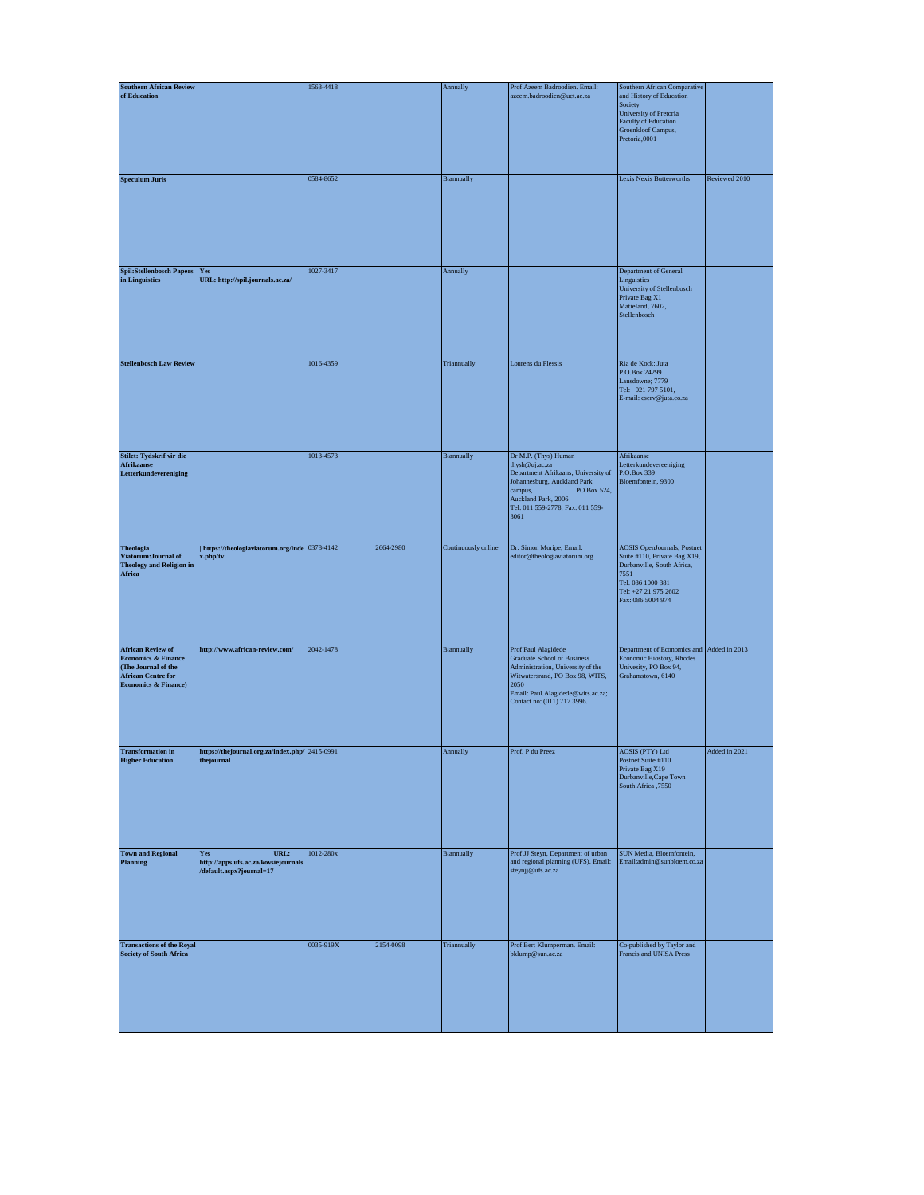| | | | | | | | |
|---|---|---|---|---|---|---|---|
| **Southern African Review of Education** | | 1563-4418 | | Annually | Prof Azeem Badroodien. Email: azeem.badroodien@uct.ac.za | Southern African Comparative and History of Education Society University of Pretoria Faculty of Education Groenkloof Campus, Pretoria,0001 | |
| **Speculum Juris** | | 0584-8652 | | Biannually | | Lexis Nexis Butterworths | Reviewed 2010 |
| **Spil:Stellenbosch Papers in Linguistics** | **Yes URL: http://spil.journals.ac.za/** | 1027-3417 | | Annually | | Department of General Linguistics University of Stellenbosch Private Bag X1 Matieland, 7602, Stellenbosch | |
| **Stellenbosch Law Review** | | 1016-4359 | | Triannually | Lourens du Plessis | Ria de Kock: Juta P.O.Box 24299 Lansdowne; 7779 Tel: 021 797 5101, E-mail: cserv@juta.co.za | |
| **Stilet: Tydskrif vir die Afrikaanse Letterkundevereniging** | | 1013-4573 | | Biannually | Dr M.P. (Thys) Human thysh@uj.ac.za Department Afrikaans, University of Johannesburg, Auckland Park campus, PO Box 524, Auckland Park, 2006 Tel: 011 559-2778, Fax: 011 559-3061 | Afrikaanse Letterkundevereeniging P.O.Box 339 Bloemfontein, 9300 | |
| **Theologia Viatorum:Journal of Theology and Religion in Africa** | **https://theologiaviatorum.org/index.php/tv** | 0378-4142 | 2664-2980 | Continuously online | Dr. Simon Moripe, Email: editor@theologiaviatorum.org | AOSIS OpenJournals, Postnet Suite #110, Private Bag X19, Durbanville, South Africa, 7551 Tel: 086 1000 381 Tel: +27 21 975 2602 Fax: 086 5004 974 | |
| **African Review of Economics & Finance (The Journal of the African Centre for Economics & Finance)** | **http://www.african-review.com/** | 2042-1478 | | Biannually | Prof Paul Alagidede Graduate School of Business Administration, University of the Witwatersrand, PO Box 98, WITS, 2050 Email: Paul.Alagidede@wits.ac.za; Contact no: (011) 717 3996. | Department of Economics and Economic Hiostory, Rhodes Univesity, PO Box 94, Grahamstown, 6140 | Added in 2013 |
| **Transformation in Higher Education** | **https://thejournal.org.za/index.php/thejournal** | 2415-0991 | | Annually | Prof. P du Preez | AOSIS (PTY) Ltd Postnet Suite #110 Private Bag X19 Durbanville,Cape Town South Africa ,7550 | Added in 2021 |
| **Town and Regional Planning** | **Yes URL: http://apps.ufs.ac.za/kovsiejournals/default.aspx?journal=17** | 1012-280x | | Biannually | Prof JJ Steyn, Department of urban and regional planning (UFS). Email: steynjj@ufs.ac.za | SUN Media, Bloemfontein, Email:admin@sunbloem.co.za | |
| **Transactions of the Royal Society of South Africa** | | 0035-919X | 2154-0098 | Triannually | Prof Bert Klumperman. Email: bklump@sun.ac.za | Co-published by Taylor and Francis and UNISA Press | |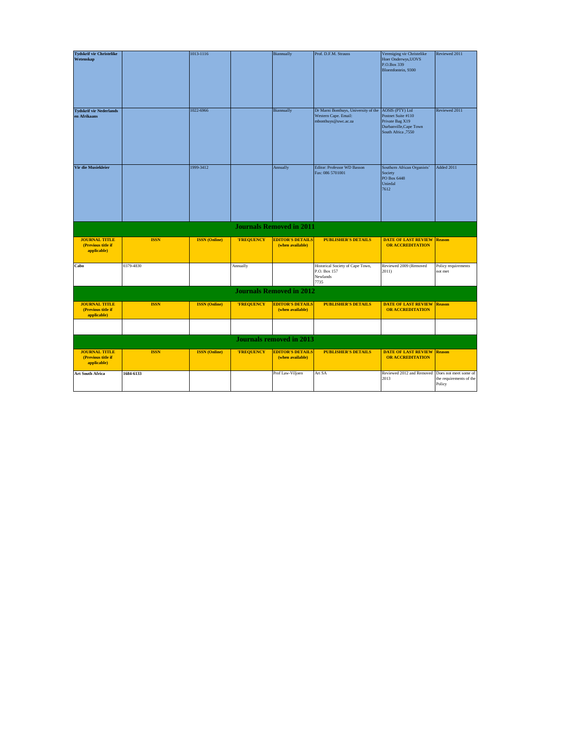| | | | | | | | |
|---|---|---|---|---|---|---|---|
| **Tydskrif vir Christelike Wetenskap** | | 1013-1116 | | Biannually | Prof. D.F.M. Strauss | Vereniging vir Christelike Hoer Onderwys,UOVS P.O.Box 339 Bloemfontein, 9300 | Reviewed 2011 |
| **Tydskrif vir Nederlands en Afrikaans** | | 1022-6966 | | Biannually | Dr Marni Bonthuys, University of the Western Cape. Email: mbonthuys@uwc.ac.za | AOSIS (PTY) Ltd Postnet Suite #110 Private Bag X19 Durbanville,Cape Town South Africa ,7550 | Reviewed 2011 |
| **Vir die Musiekleier** | | 1999-3412 | | Annually | Editor: Professor WD Basson Fax: 086 5701001 | Southern African Organists' Society PO Box 6448 Uniedal 7612 | Added 2011 |

## Journals Removed in 2011

| JOURNAL TITLE (Previous title if applicable) | ISSN | ISSN (Online) | 'FREQUENCY | EDITOR'S DETAILS (when available) | PUBLISHER'S DETAILS | DATE OF LAST REVIEW OR ACCREDITATION | Reason |
|---|---|---|---|---|---|---|---|
| **Cabo** | 0379-4830 | | 'Annually | | Historical Society of Cape Town, P.O. Box 157 Newlands 7735 | Reviewed 2009 (Removed 2011) | Policy requirements not met |

## Journals Removed in 2012

| JOURNAL TITLE (Previous title if applicable) | ISSN | ISSN (Online) | 'FREQUENCY | EDITOR'S DETAILS (when available) | PUBLISHER'S DETAILS | DATE OF LAST REVIEW OR ACCREDITATION | Reason |
|---|---|---|---|---|---|---|---|
| | | | | | | | |

## Journals removed in 2013

| JOURNAL TITLE (Previous title if applicable) | ISSN | ISSN (Online) | 'FREQUENCY | EDITOR'S DETAILS (when available) | PUBLISHER'S DETAILS | DATE OF LAST REVIEW OR ACCREDITATION | Reason |
|---|---|---|---|---|---|---|---|
| **Art South Africa** | **1684-6133** | | | Prof Law-Viljoen | Art SA | Reviewed 2012 and Removed 2013 | Does not meet some of the requirements of the Policy |